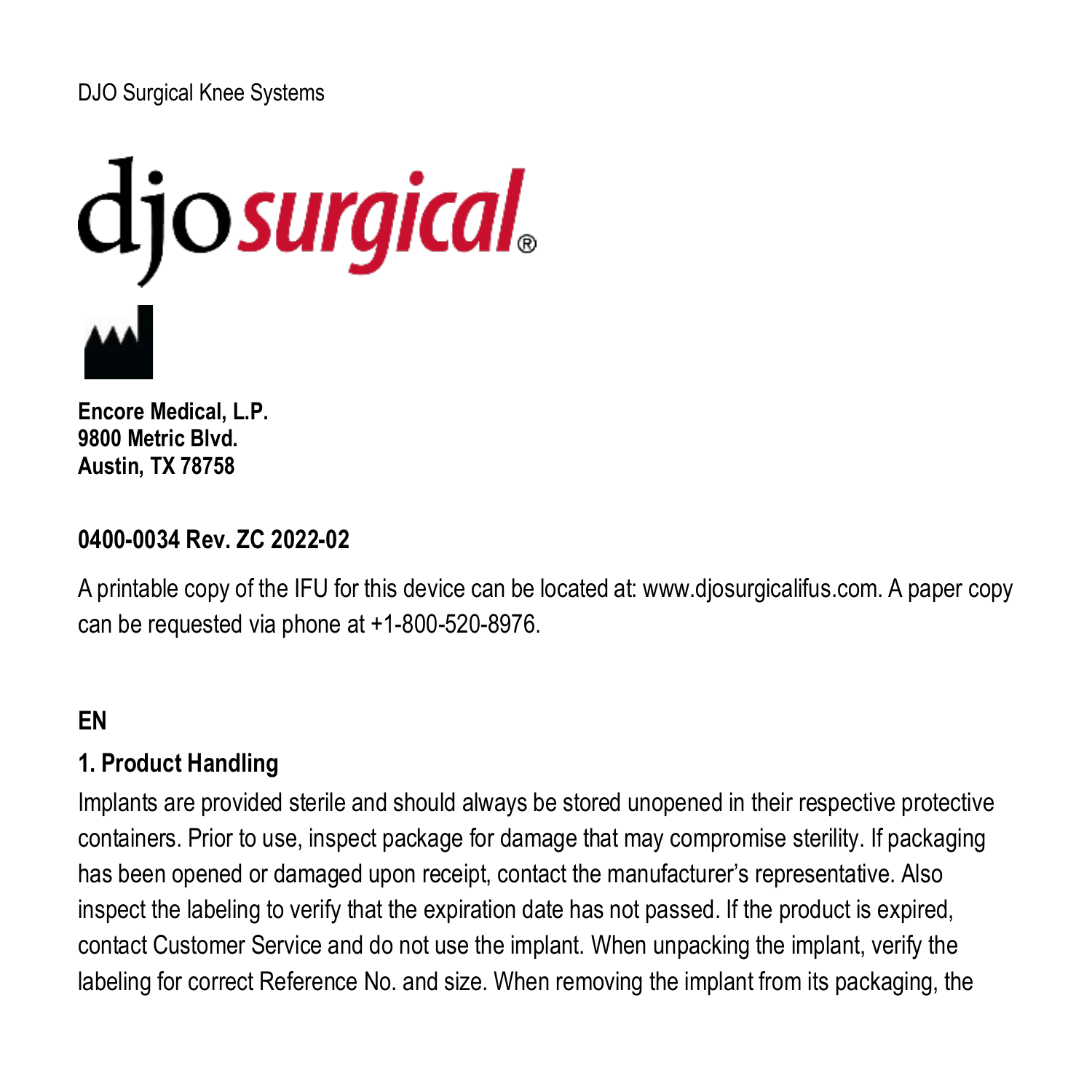DJO Surgical Knee Systems

djo surgical®

**Encore Medical, L.P.**
**9800 Metric Blvd.**
**Austin, TX 78758**

**0400-0034 Rev. ZC 2022-02**

A printable copy of the IFU for this device can be located at: www.djosurgicalifus.com. A paper copy can be requested via phone at +1-800-520-8976.

**EN**

## 1. Product Handling

Implants are provided sterile and should always be stored unopened in their respective protective containers. Prior to use, inspect package for damage that may compromise sterility. If packaging has been opened or damaged upon receipt, contact the manufacturer's representative. Also inspect the labeling to verify that the expiration date has not passed. If the product is expired, contact Customer Service and do not use the implant. When unpacking the implant, verify the labeling for correct Reference No. and size. When removing the implant from its packaging, the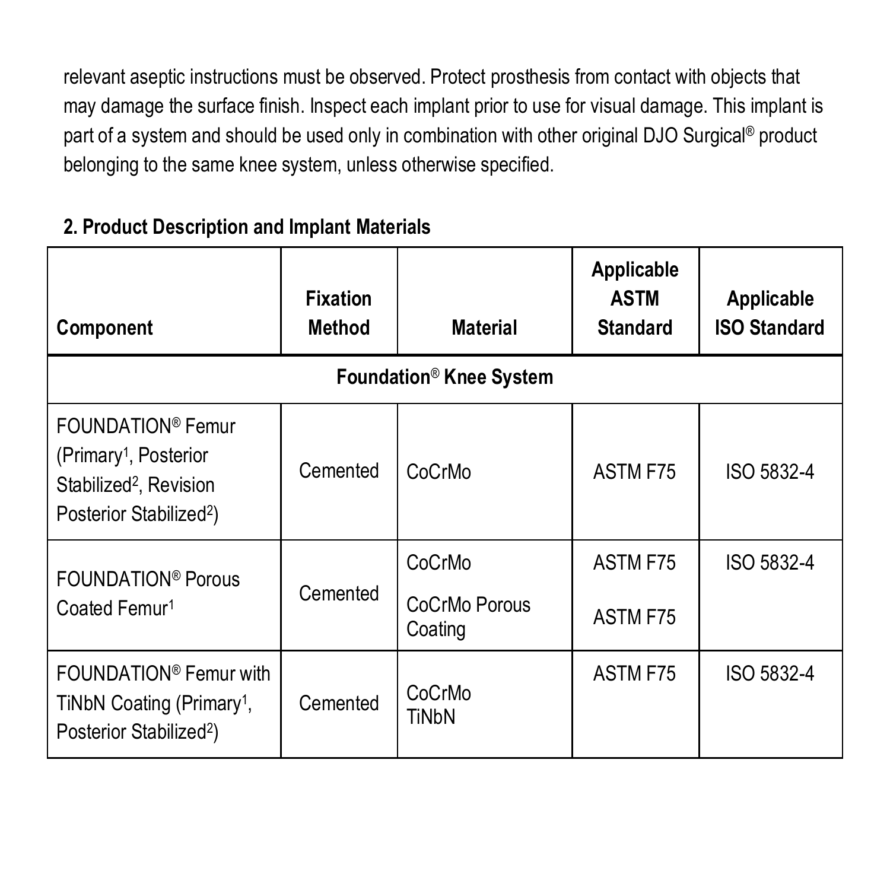relevant aseptic instructions must be observed. Protect prosthesis from contact with objects that may damage the surface finish. Inspect each implant prior to use for visual damage. This implant is part of a system and should be used only in combination with other original DJO Surgical® product belonging to the same knee system, unless otherwise specified.

## 2. Product Description and Implant Materials

| Component | Fixation Method | Material | Applicable ASTM Standard | Applicable ISO Standard |
|---|---|---|---|---|
| **Foundation® Knee System** | | | | |
| FOUNDATION® Femur (Primary[1], Posterior Stabilized[2], Revision Posterior Stabilized[2]) | Cemented | CoCrMo | ASTM F75 | ISO 5832-4 |
| FOUNDATION® Porous Coated Femur[1] | Cemented | CoCrMo<br>CoCrMo Porous Coating | ASTM F75<br>ASTM F75 | ISO 5832-4 |
| FOUNDATION® Femur with TiNbN Coating (Primary[1], Posterior Stabilized[2]) | Cemented | CoCrMo<br>TiNbN | ASTM F75 | ISO 5832-4 |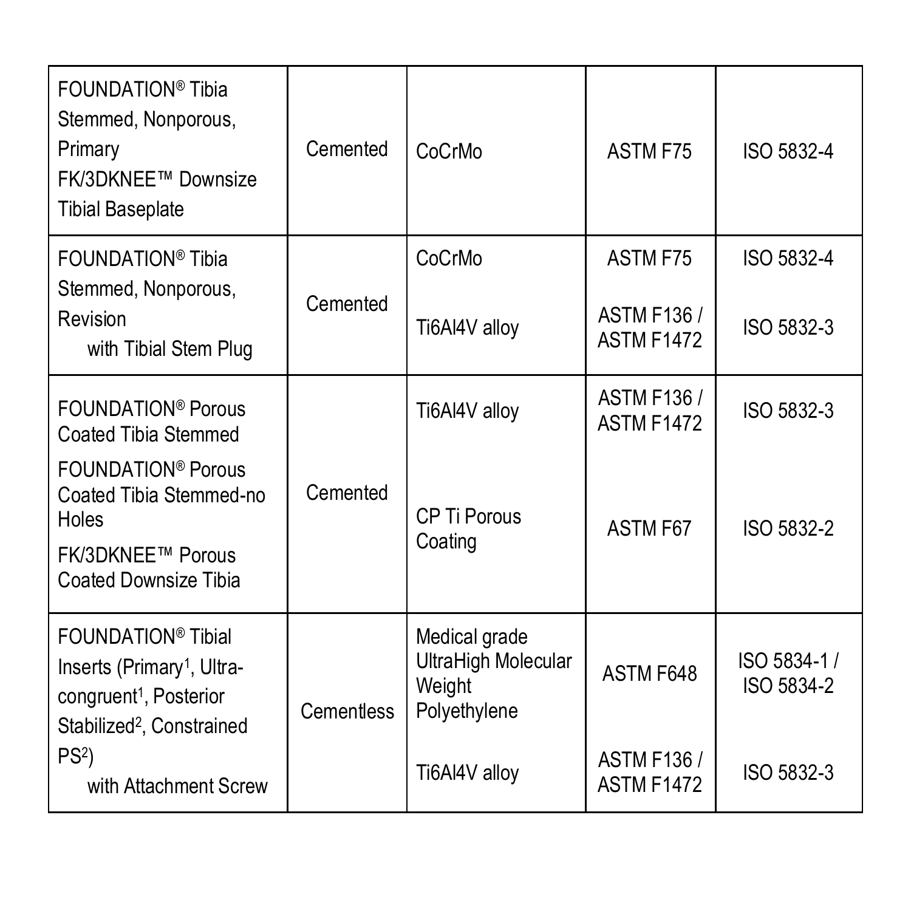| | | | | |
|---|---|---|---|---|
| FOUNDATION® Tibia Stemmed, Nonporous, Primary<br>FK/3DKNEE™ Downsize Tibial Baseplate | Cemented | CoCrMo | ASTM F75 | ISO 5832-4 |
| FOUNDATION® Tibia Stemmed, Nonporous, Revision<br>with Tibial Stem Plug | Cemented | CoCrMo<br><br>Ti6Al4V alloy | ASTM F75<br><br>ASTM F136 / ASTM F1472 | ISO 5832-4<br><br>ISO 5832-3 |
| FOUNDATION® Porous Coated Tibia Stemmed<br>FOUNDATION® Porous Coated Tibia Stemmed-no Holes<br>FK/3DKNEE™ Porous Coated Downsize Tibia | Cemented | Ti6Al4V alloy<br><br>CP Ti Porous Coating | ASTM F136 / ASTM F1472<br><br>ASTM F67 | ISO 5832-3<br><br>ISO 5832-2 |
| FOUNDATION® Tibial Inserts (Primary[1], Ultra-congruent[1], Posterior Stabilized[2], Constrained PS[2])<br>with Attachment Screw | Cementless | Medical grade UltraHigh Molecular Weight Polyethylene<br><br>Ti6Al4V alloy | ASTM F648<br><br>ASTM F136 / ASTM F1472 | ISO 5834-1 / ISO 5834-2<br><br>ISO 5832-3 |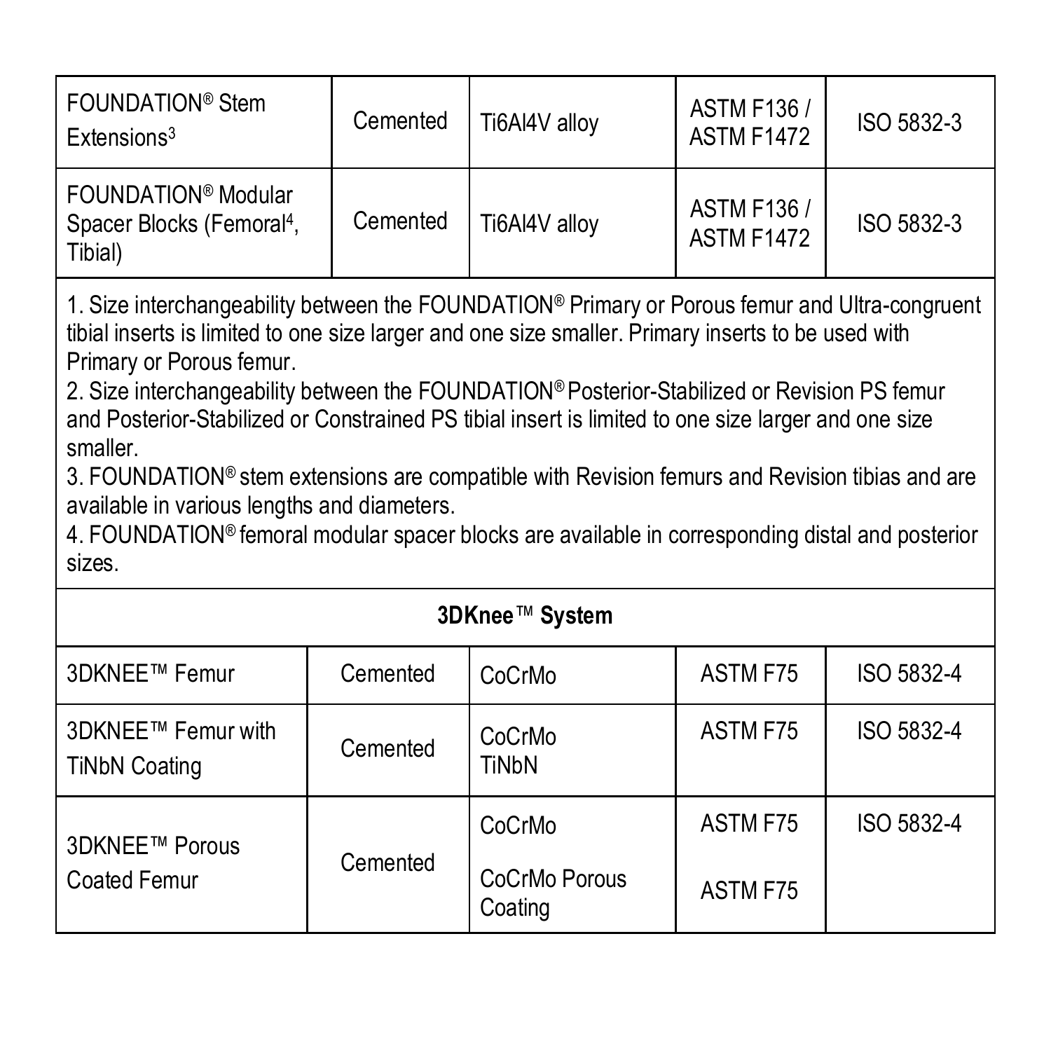| | | | | |
|---|---|---|---|---|
| FOUNDATION® Stem Extensions[3] | Cemented | Ti6Al4V alloy | ASTM F136 / ASTM F1472 | ISO 5832-3 |
| FOUNDATION® Modular Spacer Blocks (Femoral[4], Tibial) | Cemented | Ti6Al4V alloy | ASTM F136 / ASTM F1472 | ISO 5832-3 |

1. Size interchangeability between the FOUNDATION® Primary or Porous femur and Ultra-congruent tibial inserts is limited to one size larger and one size smaller. Primary inserts to be used with Primary or Porous femur.
2. Size interchangeability between the FOUNDATION® Posterior-Stabilized or Revision PS femur and Posterior-Stabilized or Constrained PS tibial insert is limited to one size larger and one size smaller.
3. FOUNDATION® stem extensions are compatible with Revision femurs and Revision tibias and are available in various lengths and diameters.
4. FOUNDATION® femoral modular spacer blocks are available in corresponding distal and posterior sizes.

**3DKnee™ System**

| | | | | |
|---|---|---|---|---|
| 3DKNEE™ Femur | Cemented | CoCrMo | ASTM F75 | ISO 5832-4 |
| 3DKNEE™ Femur with TiNbN Coating | Cemented | CoCrMo TiNbN | ASTM F75 | ISO 5832-4 |
| 3DKNEE™ Porous Coated Femur | Cemented | CoCrMo | ASTM F75 | ISO 5832-4 |
| | | CoCrMo Porous Coating | ASTM F75 | |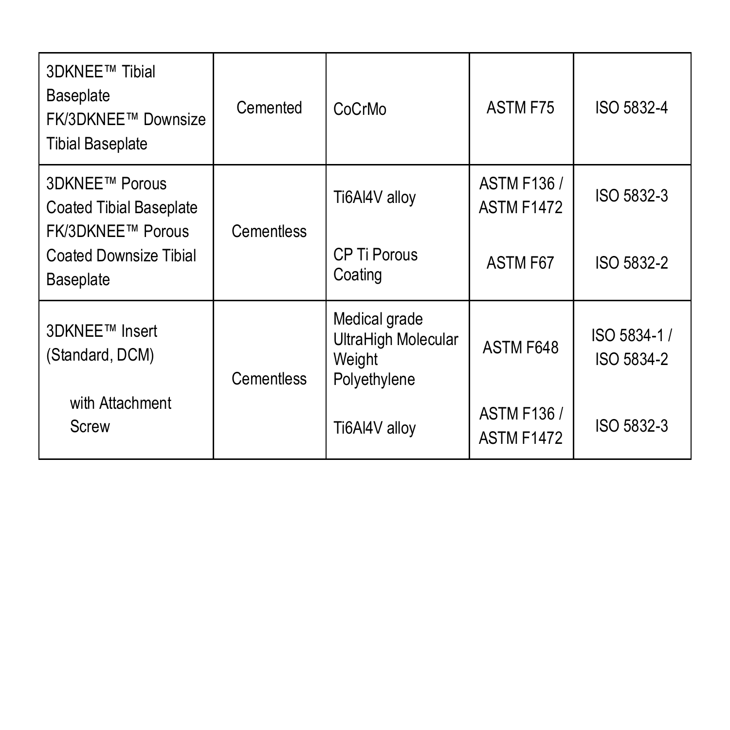| | | | | |
|---|---|---|---|---|
| 3DKNEE™ Tibial Baseplate<br>FK/3DKNEE™ Downsize Tibial Baseplate | Cemented | CoCrMo | ASTM F75 | ISO 5832-4 |
| 3DKNEE™ Porous Coated Tibial Baseplate<br>FK/3DKNEE™ Porous Coated Downsize Tibial Baseplate | Cementless | Ti6Al4V alloy | ASTM F136 / ASTM F1472 | ISO 5832-3 |
| | | CP Ti Porous Coating | ASTM F67 | ISO 5832-2 |
| 3DKNEE™ Insert (Standard, DCM) | Cementless | Medical grade UltraHigh Molecular Weight Polyethylene | ASTM F648 | ISO 5834-1 / ISO 5834-2 |
| with Attachment Screw | | Ti6Al4V alloy | ASTM F136 / ASTM F1472 | ISO 5832-3 |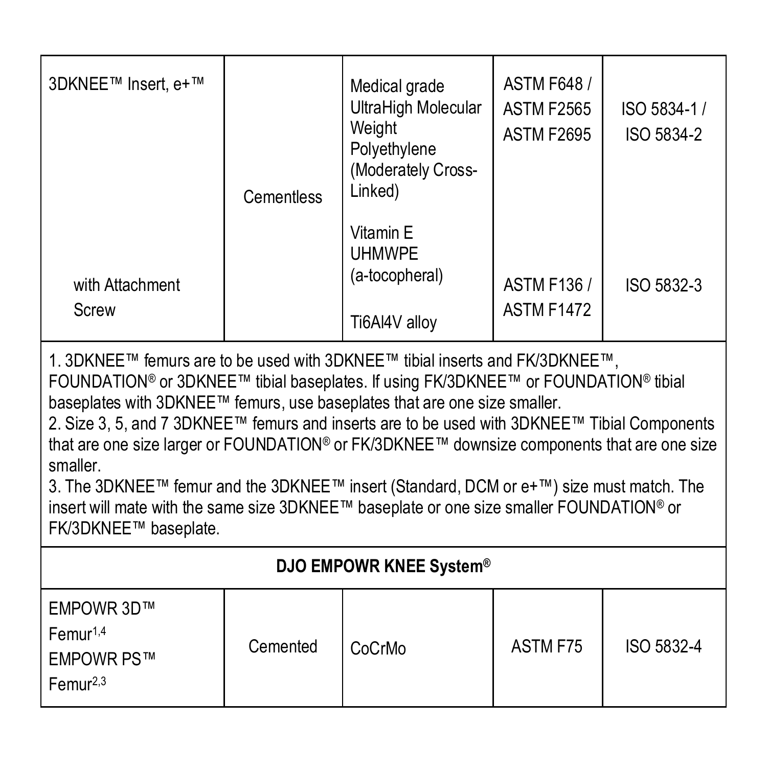| | | | | |
|---|---|---|---|---|
| 3DKNEE™ Insert, e+™<br><br>with Attachment Screw | Cementless | Medical grade UltraHigh Molecular Weight Polyethylene (Moderately Cross-Linked)<br><br>Vitamin E UHMWPE (a-tocopheral)<br><br>Ti6Al4V alloy | ASTM F648 / ASTM F2565 ASTM F2695<br><br>ASTM F136 / ASTM F1472 | ISO 5834-1 / ISO 5834-2<br><br>ISO 5832-3 |
| 1. 3DKNEE™ femurs are to be used with 3DKNEE™ tibial inserts and FK/3DKNEE™, FOUNDATION® or 3DKNEE™ tibial baseplates. If using FK/3DKNEE™ or FOUNDATION® tibial baseplates with 3DKNEE™ femurs, use baseplates that are one size smaller.<br>2. Size 3, 5, and 7 3DKNEE™ femurs and inserts are to be used with 3DKNEE™ Tibial Components that are one size larger or FOUNDATION® or FK/3DKNEE™ downsize components that are one size smaller.<br>3. The 3DKNEE™ femur and the 3DKNEE™ insert (Standard, DCM or e+™) size must match. The insert will mate with the same size 3DKNEE™ baseplate or one size smaller FOUNDATION® or FK/3DKNEE™ baseplate. | | | | |
| **DJO EMPOWR KNEE System®** | | | | |
| EMPOWR 3D™ Femur[1,4]<br>EMPOWR PS™ Femur[2,3] | Cemented | CoCrMo | ASTM F75 | ISO 5832-4 |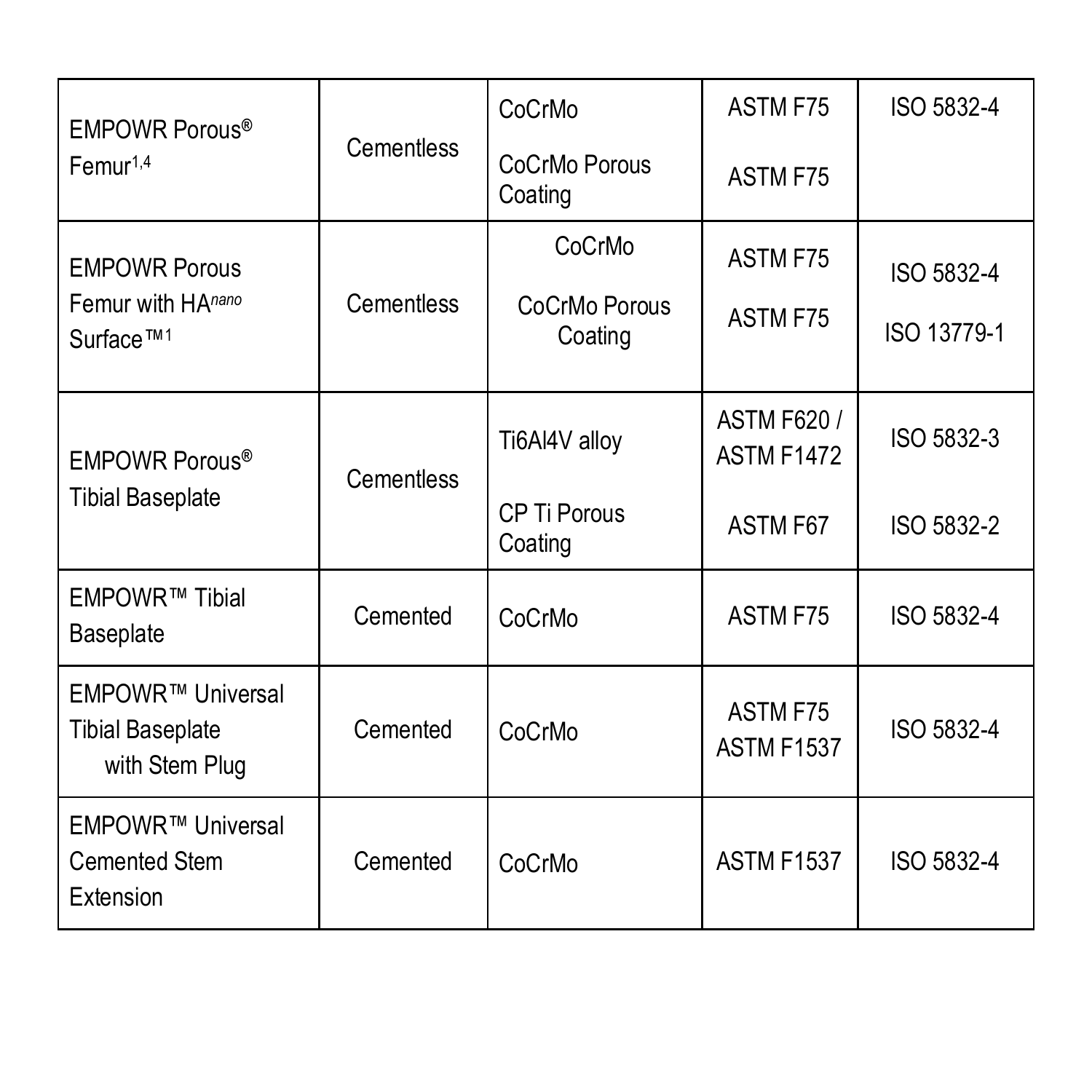| EMPOWR Porous® Femur[1,4] | Cementless | CoCrMo<br><br>CoCrMo Porous Coating | ASTM F75<br><br>ASTM F75 | ISO 5832-4 |
|---|---|---|---|---|
| EMPOWR Porous Femur with HA*nano* Surface™[1] | Cementless | CoCrMo<br><br>CoCrMo Porous Coating | ASTM F75<br><br>ASTM F75 | ISO 5832-4<br><br>ISO 13779-1 |
| EMPOWR Porous® Tibial Baseplate | Cementless | Ti6Al4V alloy<br><br>CP Ti Porous Coating | ASTM F620 / ASTM F1472<br><br>ASTM F67 | ISO 5832-3<br><br>ISO 5832-2 |
| EMPOWR™ Tibial Baseplate | Cemented | CoCrMo | ASTM F75 | ISO 5832-4 |
| EMPOWR™ Universal Tibial Baseplate with Stem Plug | Cemented | CoCrMo | ASTM F75<br>ASTM F1537 | ISO 5832-4 |
| EMPOWR™ Universal Cemented Stem Extension | Cemented | CoCrMo | ASTM F1537 | ISO 5832-4 |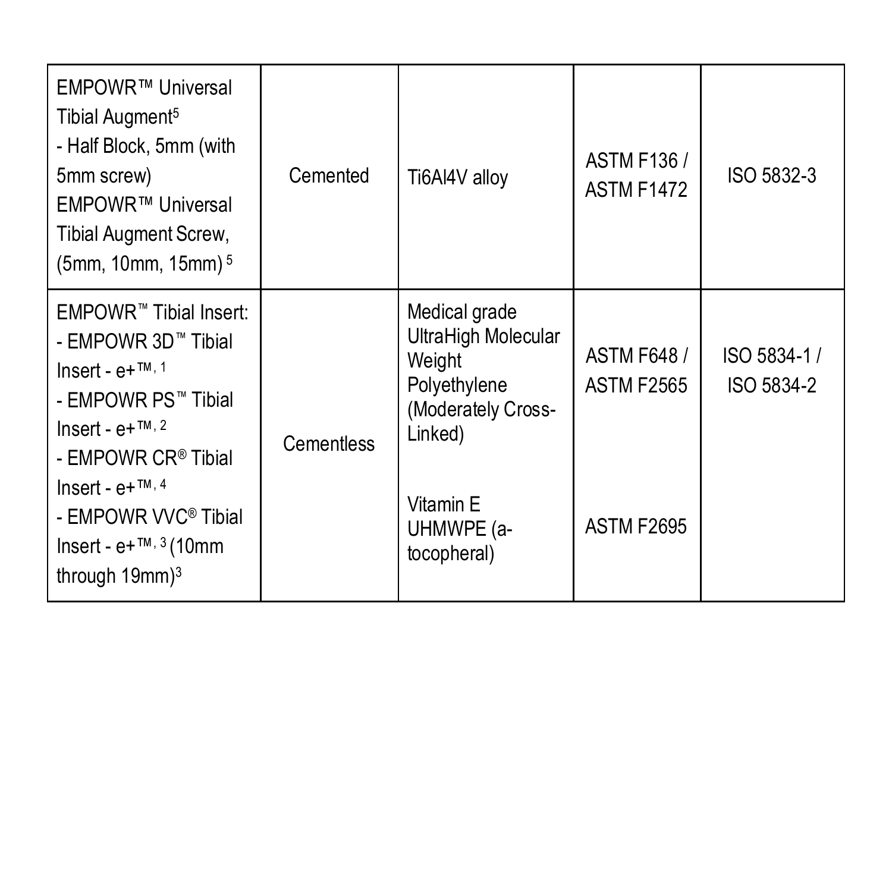| | | | | |
|---|---|---|---|---|
| EMPOWR™ Universal Tibial Augment[5]<br>- Half Block, 5mm (with 5mm screw)<br>EMPOWR™ Universal Tibial Augment Screw, (5mm, 10mm, 15mm) [5] | Cemented | Ti6Al4V alloy | ASTM F136 / ASTM F1472 | ISO 5832-3 |
| EMPOWR™ Tibial Insert:<br>- EMPOWR 3D™ Tibial Insert - e+™, [1]<br>- EMPOWR PS™ Tibial Insert - e+™, [2]<br>- EMPOWR CR® Tibial Insert - e+™, [4]<br>- EMPOWR VVC® Tibial Insert - e+™, [3] (10mm through 19mm)[3] | Cementless | Medical grade UltraHigh Molecular Weight Polyethylene (Moderately Cross-Linked)<br><br>Vitamin E UHMWPE (a-tocopheral) | ASTM F648 / ASTM F2565<br><br>ASTM F2695 | ISO 5834-1 / ISO 5834-2 |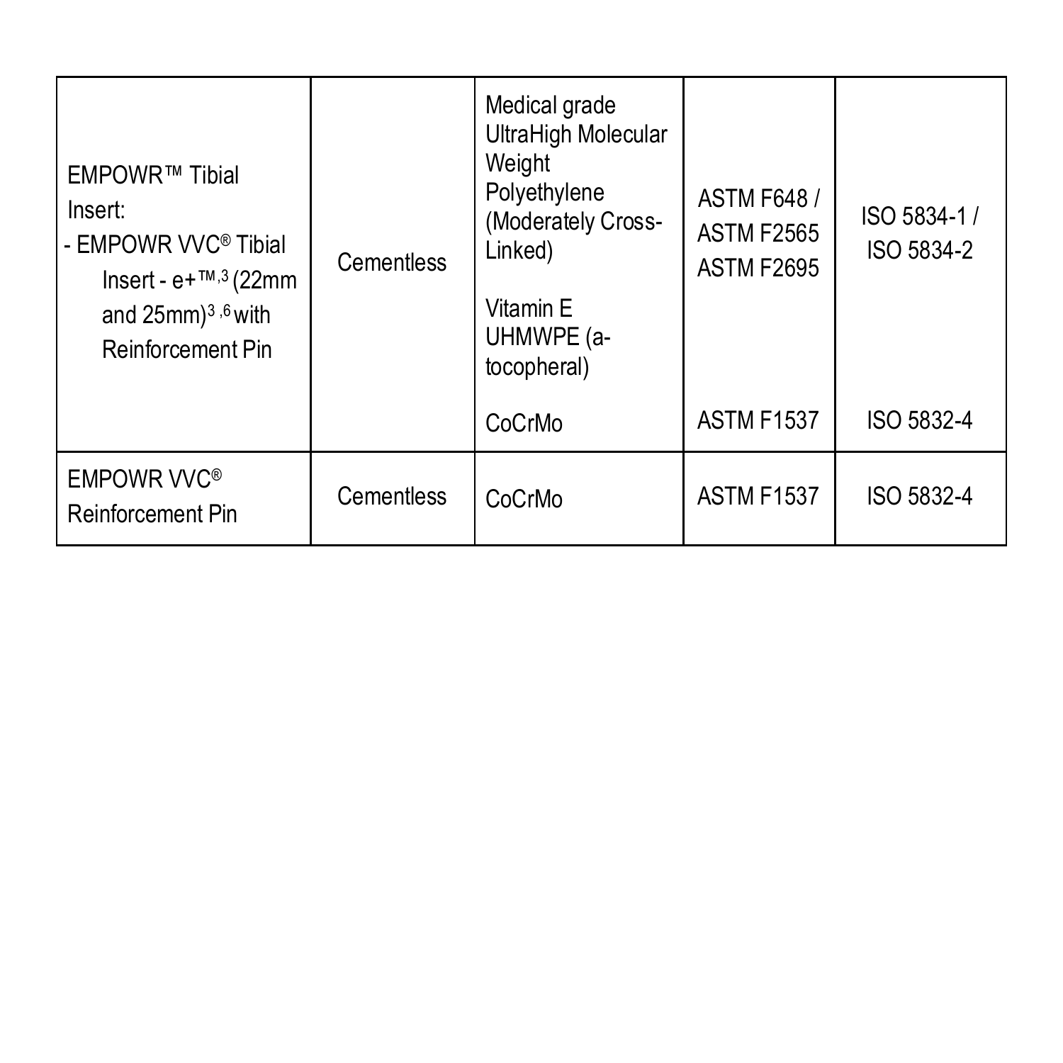| EMPOWR™ Tibial Insert:<br>- EMPOWR VVC® Tibial Insert - e+™,[3] (22mm and 25mm)[3,6] with Reinforcement Pin | Cementless | Medical grade UltraHigh Molecular Weight Polyethylene (Moderately Cross-Linked)<br><br>Vitamin E UHMWPE (a-tocopheral)<br><br>CoCrMo | ASTM F648 / ASTM F2565 ASTM F2695<br><br>ASTM F1537 | ISO 5834-1 / ISO 5834-2<br><br>ISO 5832-4 |
|---|---|---|---|---|
| EMPOWR VVC® Reinforcement Pin | Cementless | CoCrMo | ASTM F1537 | ISO 5832-4 |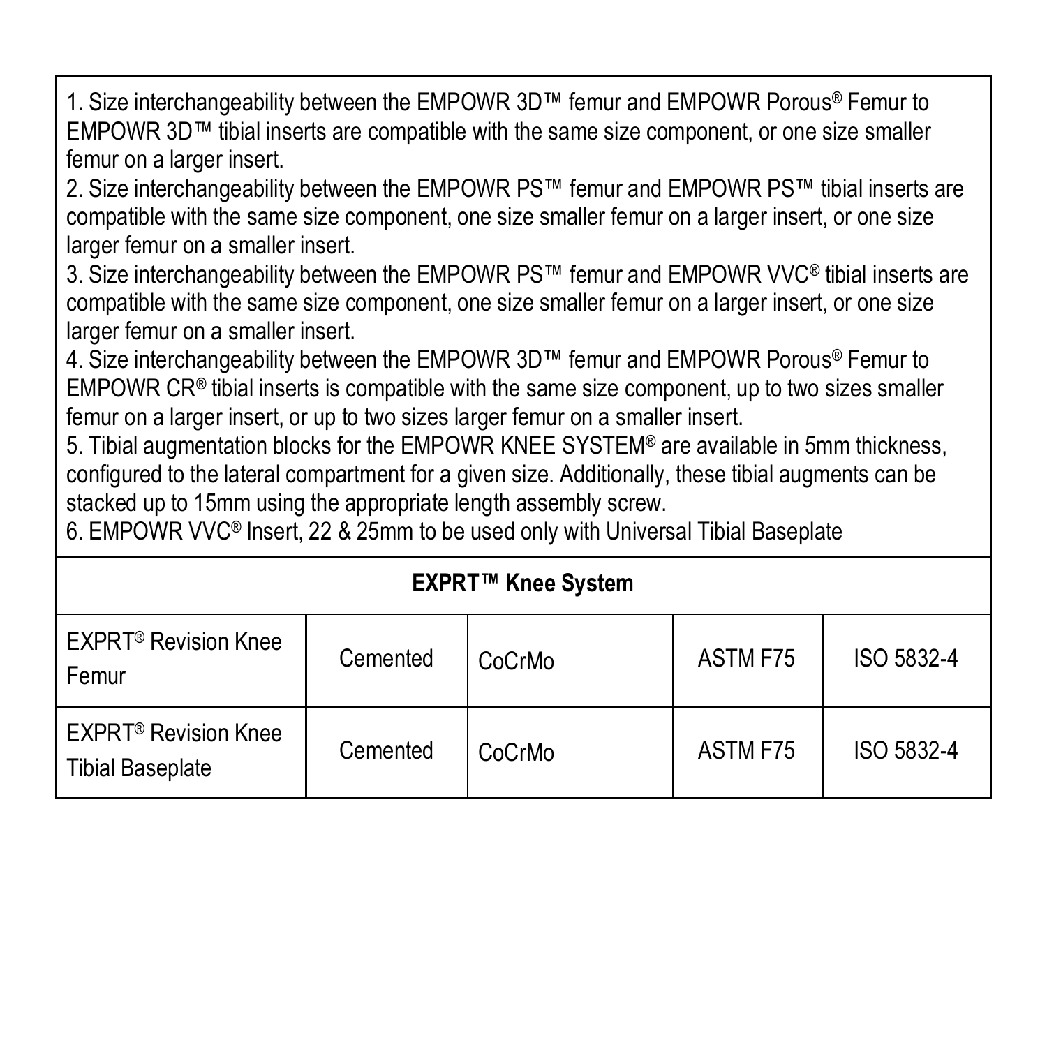1. Size interchangeability between the EMPOWR 3D™ femur and EMPOWR Porous® Femur to EMPOWR 3D™ tibial inserts are compatible with the same size component, or one size smaller femur on a larger insert.
2. Size interchangeability between the EMPOWR PS™ femur and EMPOWR PS™ tibial inserts are compatible with the same size component, one size smaller femur on a larger insert, or one size larger femur on a smaller insert.
3. Size interchangeability between the EMPOWR PS™ femur and EMPOWR VVC® tibial inserts are compatible with the same size component, one size smaller femur on a larger insert, or one size larger femur on a smaller insert.
4. Size interchangeability between the EMPOWR 3D™ femur and EMPOWR Porous® Femur to EMPOWR CR® tibial inserts is compatible with the same size component, up to two sizes smaller femur on a larger insert, or up to two sizes larger femur on a smaller insert.
5. Tibial augmentation blocks for the EMPOWR KNEE SYSTEM® are available in 5mm thickness, configured to the lateral compartment for a given size. Additionally, these tibial augments can be stacked up to 15mm using the appropriate length assembly screw.
6. EMPOWR VVC® Insert, 22 & 25mm to be used only with Universal Tibial Baseplate

| **EXPRT™ Knee System** | | | | |
|---|---|---|---|---|
| EXPRT® Revision Knee Femur | Cemented | CoCrMo | ASTM F75 | ISO 5832-4 |
| EXPRT® Revision Knee Tibial Baseplate | Cemented | CoCrMo | ASTM F75 | ISO 5832-4 |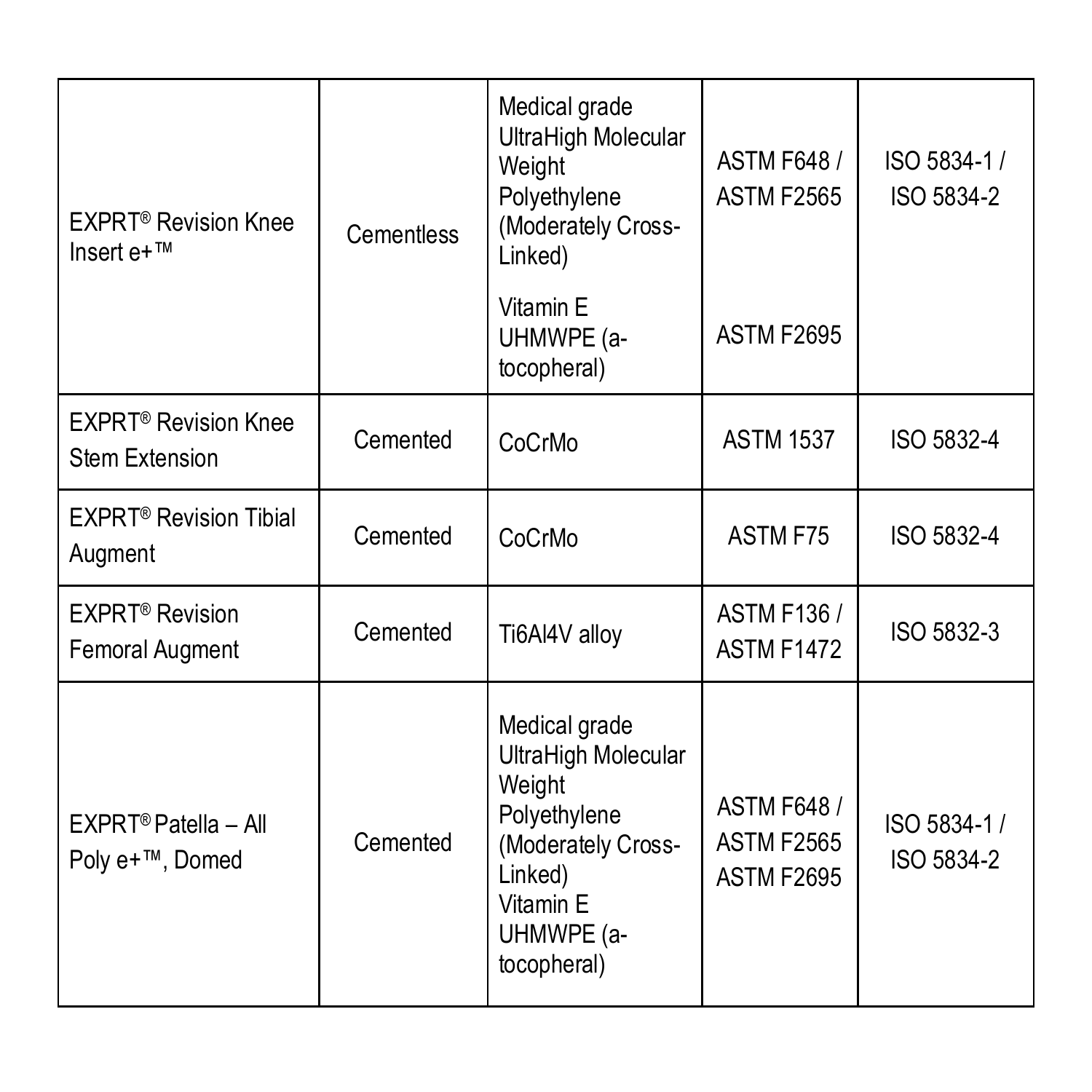| | | | | |
|---|---|---|---|---|
| EXPRT® Revision Knee Insert e+™ | Cementless | Medical grade UltraHigh Molecular Weight Polyethylene (Moderately Cross-Linked)<br><br>Vitamin E UHMWPE (a-tocopheral) | ASTM F648 / ASTM F2565<br><br>ASTM F2695 | ISO 5834-1 / ISO 5834-2 |
| EXPRT® Revision Knee Stem Extension | Cemented | CoCrMo | ASTM 1537 | ISO 5832-4 |
| EXPRT® Revision Tibial Augment | Cemented | CoCrMo | ASTM F75 | ISO 5832-4 |
| EXPRT® Revision Femoral Augment | Cemented | Ti6Al4V alloy | ASTM F136 / ASTM F1472 | ISO 5832-3 |
| EXPRT® Patella – All Poly e+™, Domed | Cemented | Medical grade UltraHigh Molecular Weight Polyethylene (Moderately Cross-Linked)<br>Vitamin E UHMWPE (a-tocopheral) | ASTM F648 / ASTM F2565 ASTM F2695 | ISO 5834-1 / ISO 5834-2 |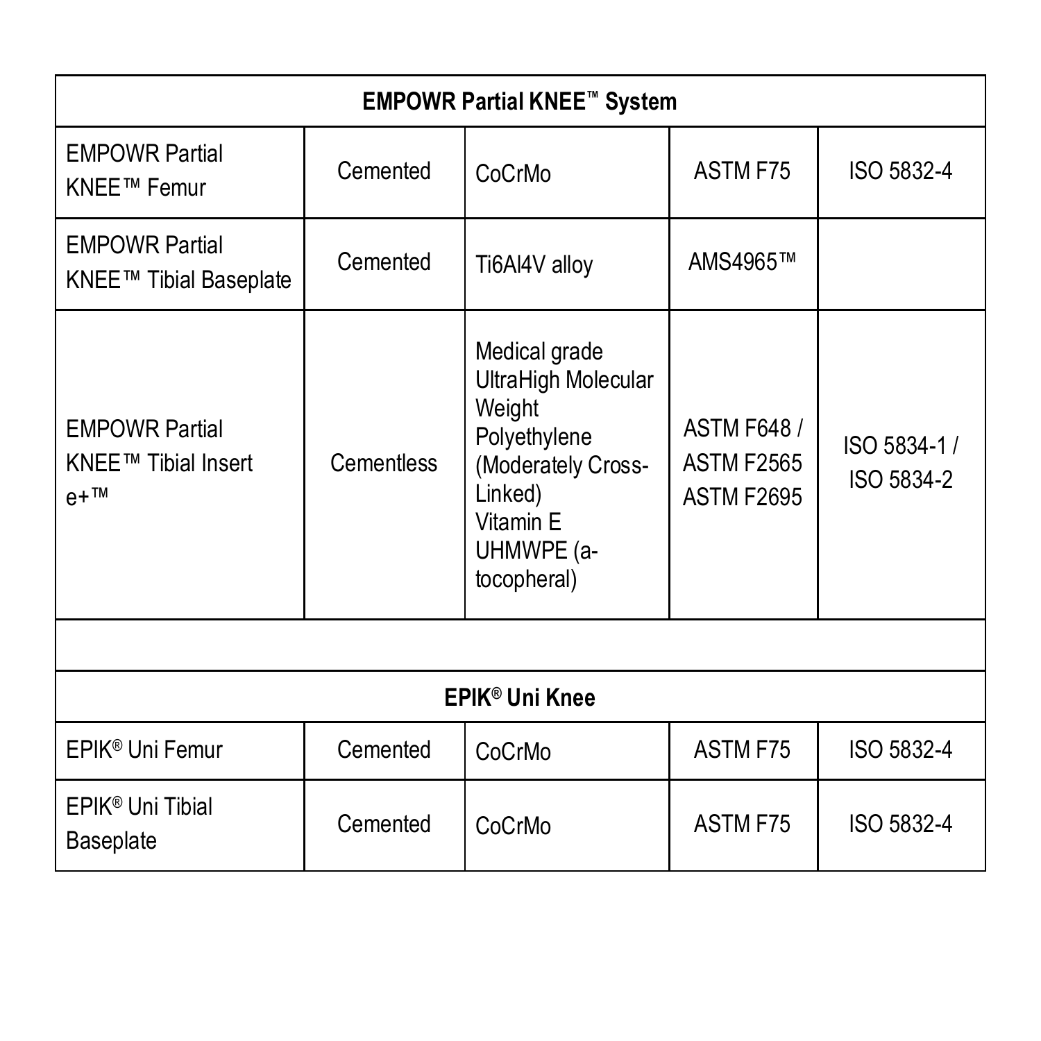| EMPOWR Partial KNEE™ System | | | | |
|---|---|---|---|---|
| EMPOWR Partial KNEE™ Femur | Cemented | CoCrMo | ASTM F75 | ISO 5832-4 |
| EMPOWR Partial KNEE™ Tibial Baseplate | Cemented | Ti6Al4V alloy | AMS4965™ | |
| EMPOWR Partial KNEE™ Tibial Insert e+™ | Cementless | Medical grade UltraHigh Molecular Weight Polyethylene (Moderately Cross-Linked) Vitamin E UHMWPE (a-tocopheral) | ASTM F648 / ASTM F2565 ASTM F2695 | ISO 5834-1 / ISO 5834-2 |
| | | | | |
| **EPIK® Uni Knee** | | | | |
| EPIK® Uni Femur | Cemented | CoCrMo | ASTM F75 | ISO 5832-4 |
| EPIK® Uni Tibial Baseplate | Cemented | CoCrMo | ASTM F75 | ISO 5832-4 |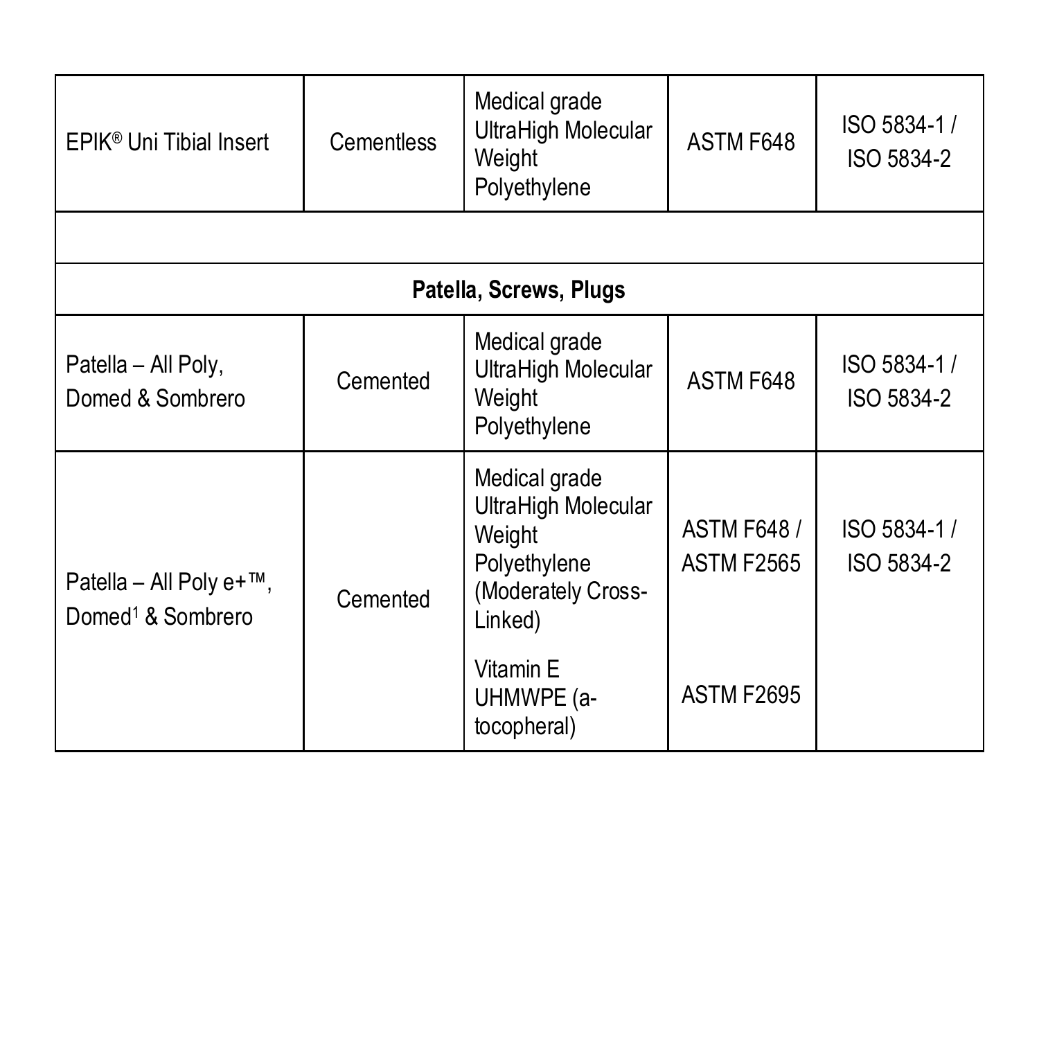| | | | | |
|---|---|---|---|---|
| EPIK® Uni Tibial Insert | Cementless | Medical grade UltraHigh Molecular Weight Polyethylene | ASTM F648 | ISO 5834-1 / ISO 5834-2 |
| | | | | |
| **Patella, Screws, Plugs** | | | | |
| Patella – All Poly, Domed & Sombrero | Cemented | Medical grade UltraHigh Molecular Weight Polyethylene | ASTM F648 | ISO 5834-1 / ISO 5834-2 |
| Patella – All Poly e+™, Domed[1] & Sombrero | Cemented | Medical grade UltraHigh Molecular Weight Polyethylene (Moderately Cross-Linked)<br><br>Vitamin E UHMWPE (a-tocopheral) | ASTM F648 / ASTM F2565<br><br>ASTM F2695 | ISO 5834-1 / ISO 5834-2 |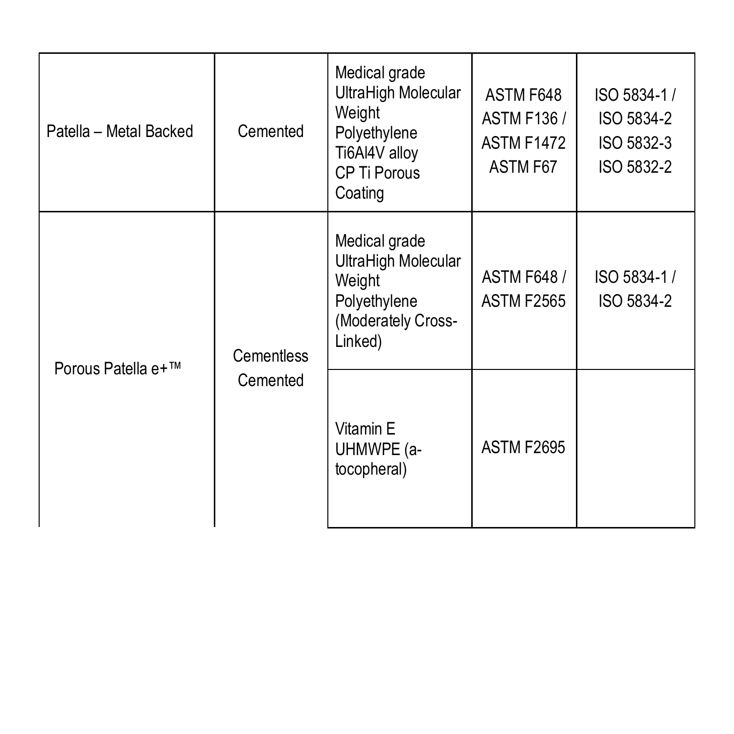| Patella – Metal Backed | Cemented | Medical grade UltraHigh Molecular Weight Polyethylene<br>Ti6Al4V alloy<br>CP Ti Porous Coating | ASTM F648<br>ASTM F136 /<br>ASTM F1472<br>ASTM F67 | ISO 5834-1 /<br>ISO 5834-2<br>ISO 5832-3<br>ISO 5832-2 |
|---|---|---|---|---|
| Porous Patella e+™ | Cementless<br>Cemented | Medical grade UltraHigh Molecular Weight Polyethylene (Moderately Cross-Linked) | ASTM F648 /<br>ASTM F2565 | ISO 5834-1 /<br>ISO 5834-2 |
| | | Vitamin E UHMWPE (a-tocopheral) | ASTM F2695 | |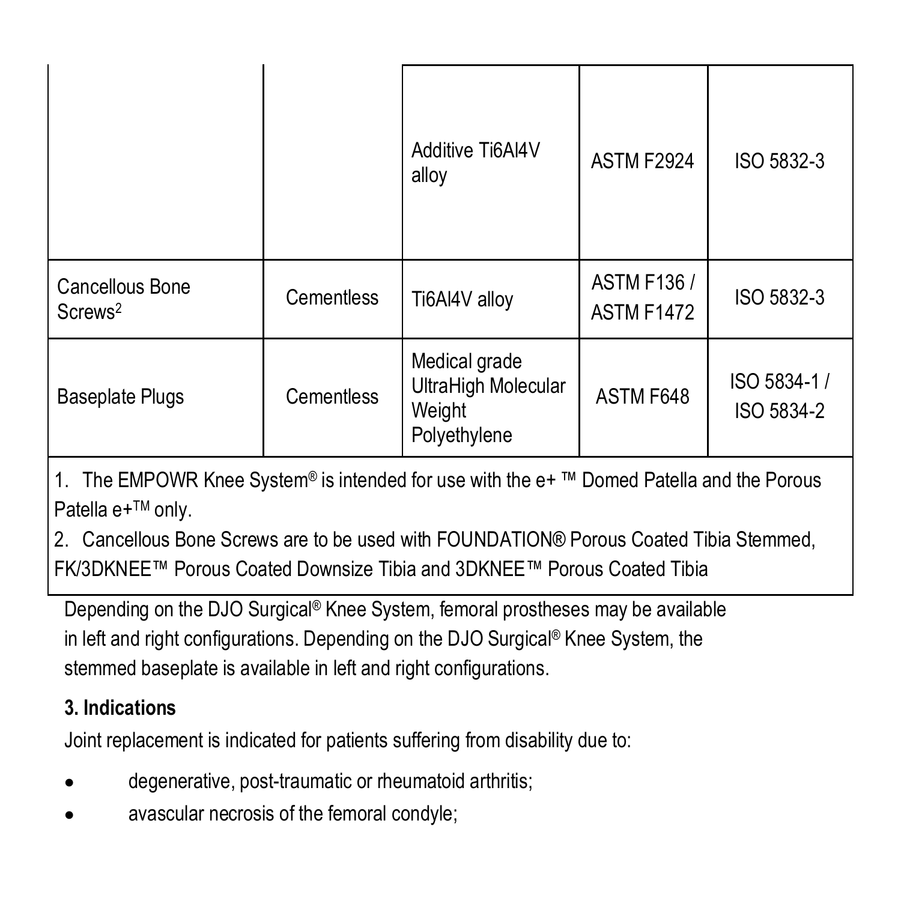| | | | | |
|---|---|---|---|---|
| | | Additive Ti6Al4V alloy | ASTM F2924 | ISO 5832-3 |
| Cancellous Bone Screws[2] | Cementless | Ti6Al4V alloy | ASTM F136 / ASTM F1472 | ISO 5832-3 |
| Baseplate Plugs | Cementless | Medical grade UltraHigh Molecular Weight Polyethylene | ASTM F648 | ISO 5834-1 / ISO 5834-2 |

1. The EMPOWR Knee System® is intended for use with the e+ ™ Domed Patella and the Porous Patella e+™ only.
2. Cancellous Bone Screws are to be used with FOUNDATION® Porous Coated Tibia Stemmed, FK/3DKNEE™ Porous Coated Downsize Tibia and 3DKNEE™ Porous Coated Tibia

Depending on the DJO Surgical® Knee System, femoral prostheses may be available in left and right configurations. Depending on the DJO Surgical® Knee System, the stemmed baseplate is available in left and right configurations.

**3. Indications**

Joint replacement is indicated for patients suffering from disability due to:

- degenerative, post-traumatic or rheumatoid arthritis;
- avascular necrosis of the femoral condyle;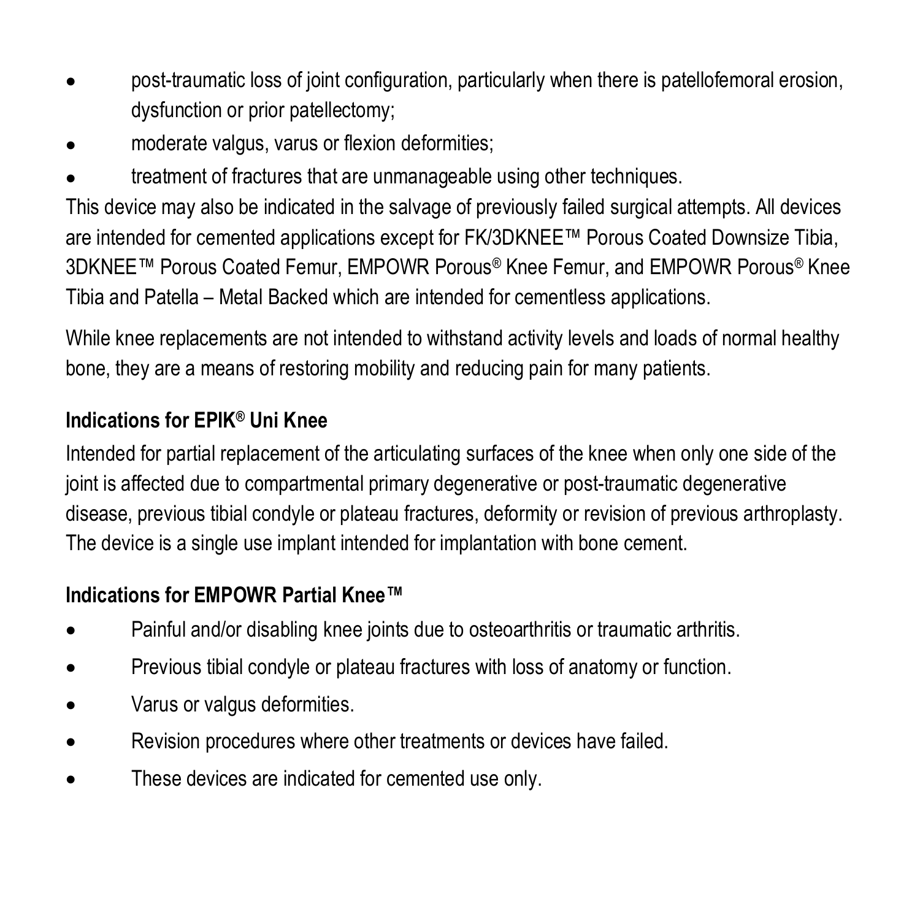- post-traumatic loss of joint configuration, particularly when there is patellofemoral erosion, dysfunction or prior patellectomy;
- moderate valgus, varus or flexion deformities;
- treatment of fractures that are unmanageable using other techniques.

This device may also be indicated in the salvage of previously failed surgical attempts. All devices are intended for cemented applications except for FK/3DKNEE™ Porous Coated Downsize Tibia, 3DKNEE™ Porous Coated Femur, EMPOWR Porous® Knee Femur, and EMPOWR Porous® Knee Tibia and Patella – Metal Backed which are intended for cementless applications.

While knee replacements are not intended to withstand activity levels and loads of normal healthy bone, they are a means of restoring mobility and reducing pain for many patients.

**Indications for EPIK® Uni Knee**

Intended for partial replacement of the articulating surfaces of the knee when only one side of the joint is affected due to compartmental primary degenerative or post-traumatic degenerative disease, previous tibial condyle or plateau fractures, deformity or revision of previous arthroplasty. The device is a single use implant intended for implantation with bone cement.

**Indications for EMPOWR Partial Knee™**

- Painful and/or disabling knee joints due to osteoarthritis or traumatic arthritis.
- Previous tibial condyle or plateau fractures with loss of anatomy or function.
- Varus or valgus deformities.
- Revision procedures where other treatments or devices have failed.
- These devices are indicated for cemented use only.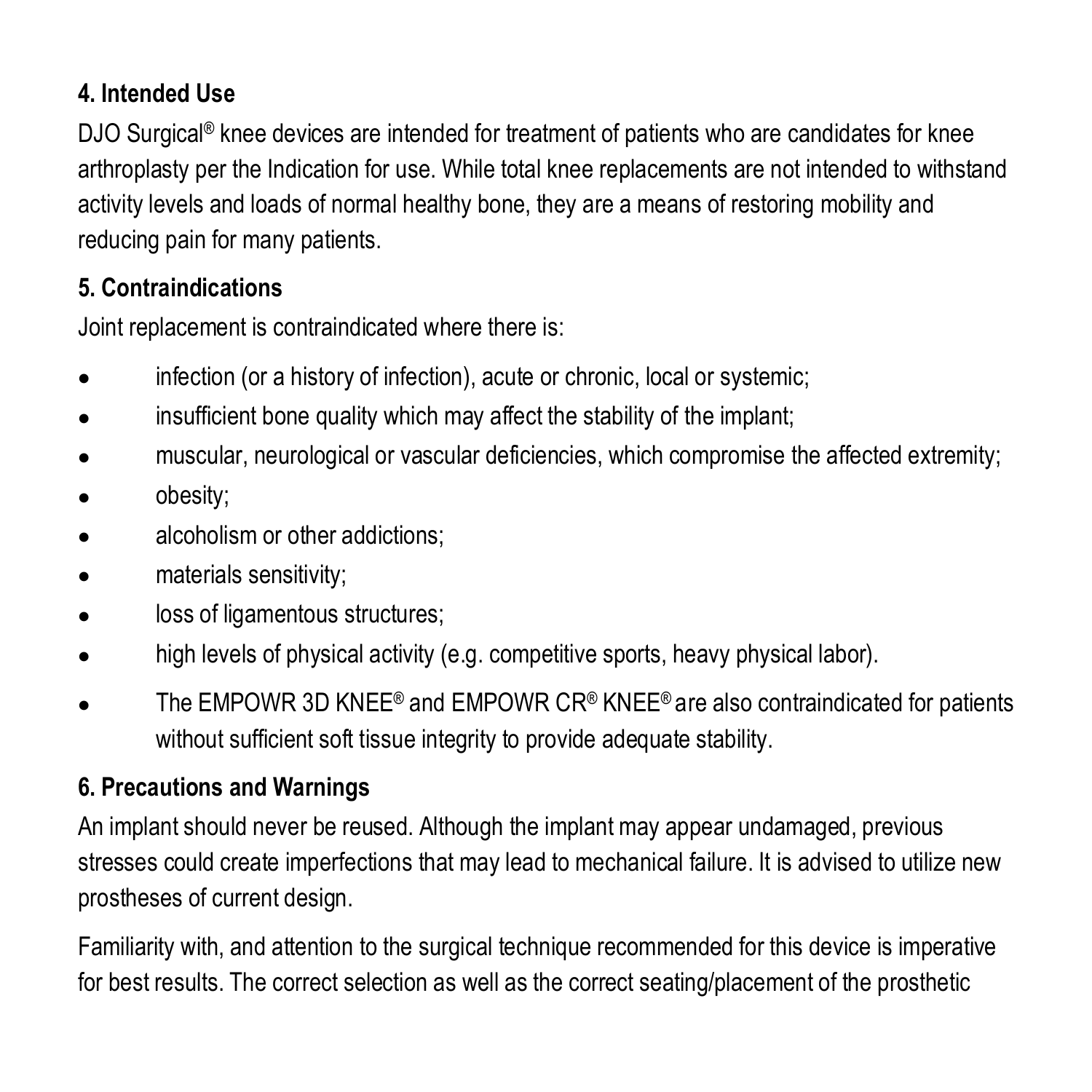## 4. Intended Use

DJO Surgical® knee devices are intended for treatment of patients who are candidates for knee arthroplasty per the Indication for use. While total knee replacements are not intended to withstand activity levels and loads of normal healthy bone, they are a means of restoring mobility and reducing pain for many patients.

## 5. Contraindications

Joint replacement is contraindicated where there is:

- infection (or a history of infection), acute or chronic, local or systemic;
- insufficient bone quality which may affect the stability of the implant;
- muscular, neurological or vascular deficiencies, which compromise the affected extremity;
- obesity;
- alcoholism or other addictions;
- materials sensitivity;
- loss of ligamentous structures;
- high levels of physical activity (e.g. competitive sports, heavy physical labor).
- The EMPOWR 3D KNEE® and EMPOWR CR® KNEE® are also contraindicated for patients without sufficient soft tissue integrity to provide adequate stability.

## 6. Precautions and Warnings

An implant should never be reused. Although the implant may appear undamaged, previous stresses could create imperfections that may lead to mechanical failure. It is advised to utilize new prostheses of current design.

Familiarity with, and attention to the surgical technique recommended for this device is imperative for best results. The correct selection as well as the correct seating/placement of the prosthetic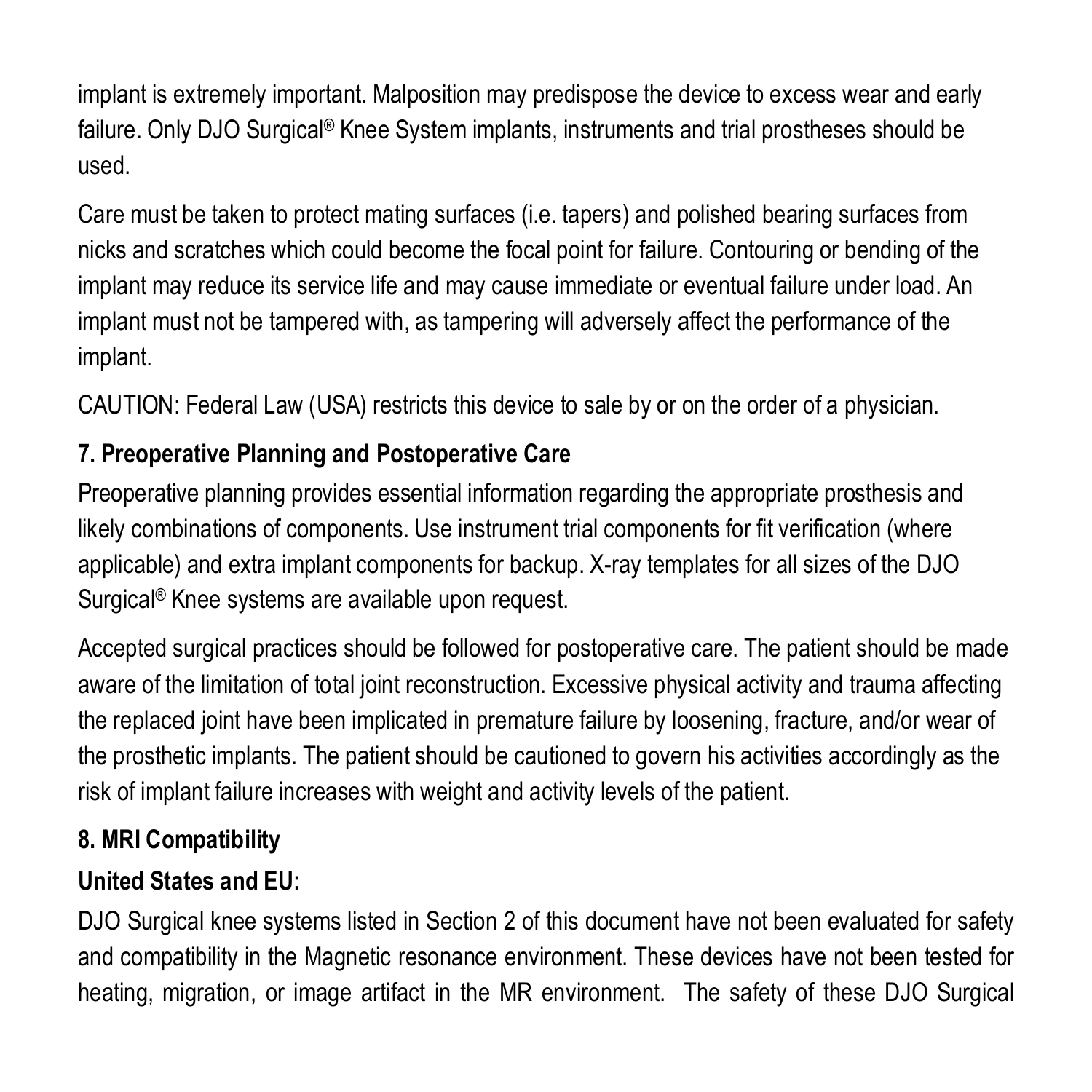implant is extremely important. Malposition may predispose the device to excess wear and early failure. Only DJO Surgical® Knee System implants, instruments and trial prostheses should be used.

Care must be taken to protect mating surfaces (i.e. tapers) and polished bearing surfaces from nicks and scratches which could become the focal point for failure. Contouring or bending of the implant may reduce its service life and may cause immediate or eventual failure under load. An implant must not be tampered with, as tampering will adversely affect the performance of the implant.

CAUTION: Federal Law (USA) restricts this device to sale by or on the order of a physician.

**7. Preoperative Planning and Postoperative Care**

Preoperative planning provides essential information regarding the appropriate prosthesis and likely combinations of components. Use instrument trial components for fit verification (where applicable) and extra implant components for backup. X-ray templates for all sizes of the DJO Surgical® Knee systems are available upon request.

Accepted surgical practices should be followed for postoperative care. The patient should be made aware of the limitation of total joint reconstruction. Excessive physical activity and trauma affecting the replaced joint have been implicated in premature failure by loosening, fracture, and/or wear of the prosthetic implants. The patient should be cautioned to govern his activities accordingly as the risk of implant failure increases with weight and activity levels of the patient.

**8. MRI Compatibility**

**United States and EU:**

DJO Surgical knee systems listed in Section 2 of this document have not been evaluated for safety and compatibility in the Magnetic resonance environment. These devices have not been tested for heating, migration, or image artifact in the MR environment. The safety of these DJO Surgical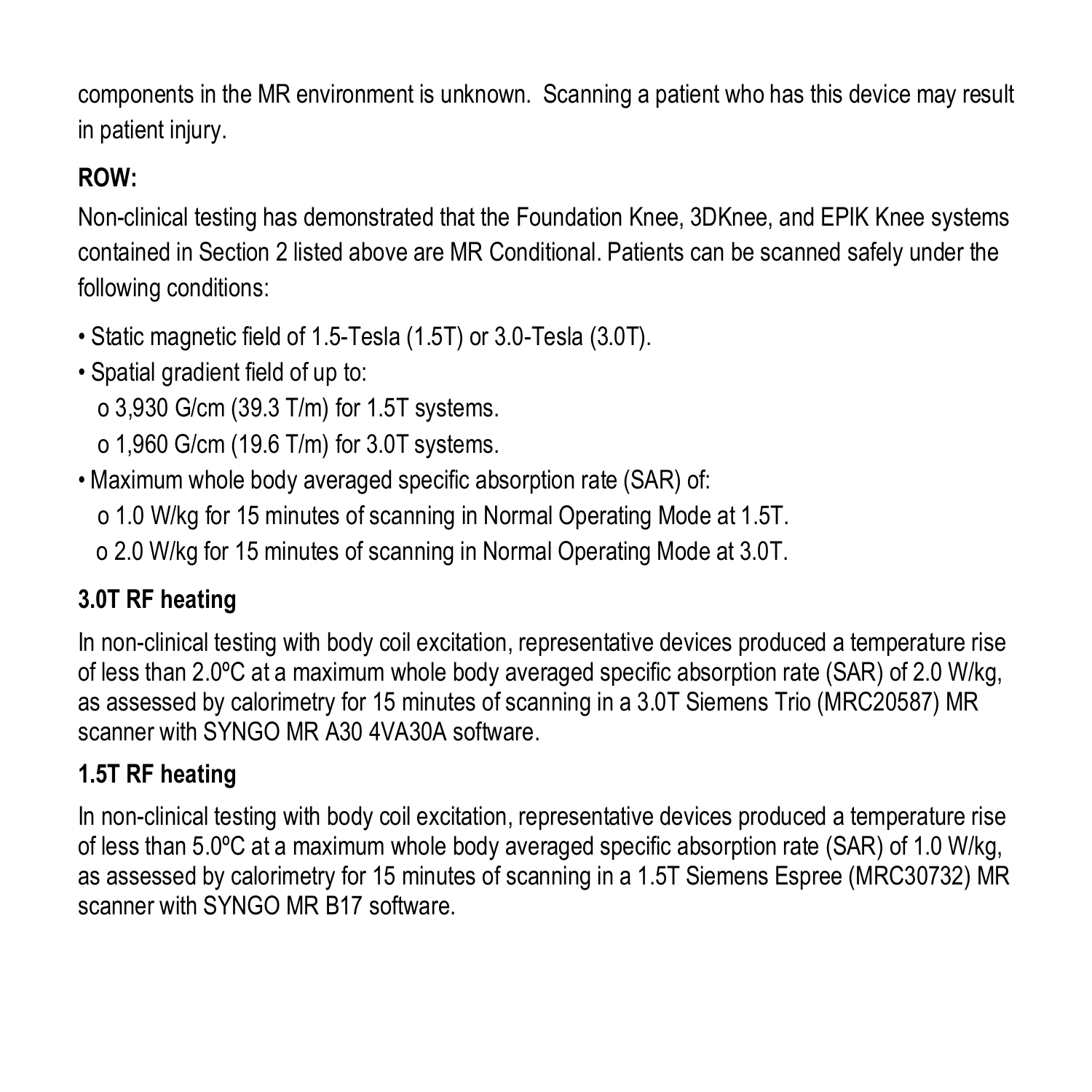components in the MR environment is unknown. Scanning a patient who has this device may result in patient injury.

**ROW:**

Non-clinical testing has demonstrated that the Foundation Knee, 3DKnee, and EPIK Knee systems contained in Section 2 listed above are MR Conditional. Patients can be scanned safely under the following conditions:

- Static magnetic field of 1.5-Tesla (1.5T) or 3.0-Tesla (3.0T).
- Spatial gradient field of up to:
  - 3,930 G/cm (39.3 T/m) for 1.5T systems.
  - 1,960 G/cm (19.6 T/m) for 3.0T systems.
- Maximum whole body averaged specific absorption rate (SAR) of:
  - 1.0 W/kg for 15 minutes of scanning in Normal Operating Mode at 1.5T.
  - 2.0 W/kg for 15 minutes of scanning in Normal Operating Mode at 3.0T.

**3.0T RF heating**

In non-clinical testing with body coil excitation, representative devices produced a temperature rise of less than 2.0ºC at a maximum whole body averaged specific absorption rate (SAR) of 2.0 W/kg, as assessed by calorimetry for 15 minutes of scanning in a 3.0T Siemens Trio (MRC20587) MR scanner with SYNGO MR A30 4VA30A software.

**1.5T RF heating**

In non-clinical testing with body coil excitation, representative devices produced a temperature rise of less than 5.0ºC at a maximum whole body averaged specific absorption rate (SAR) of 1.0 W/kg, as assessed by calorimetry for 15 minutes of scanning in a 1.5T Siemens Espree (MRC30732) MR scanner with SYNGO MR B17 software.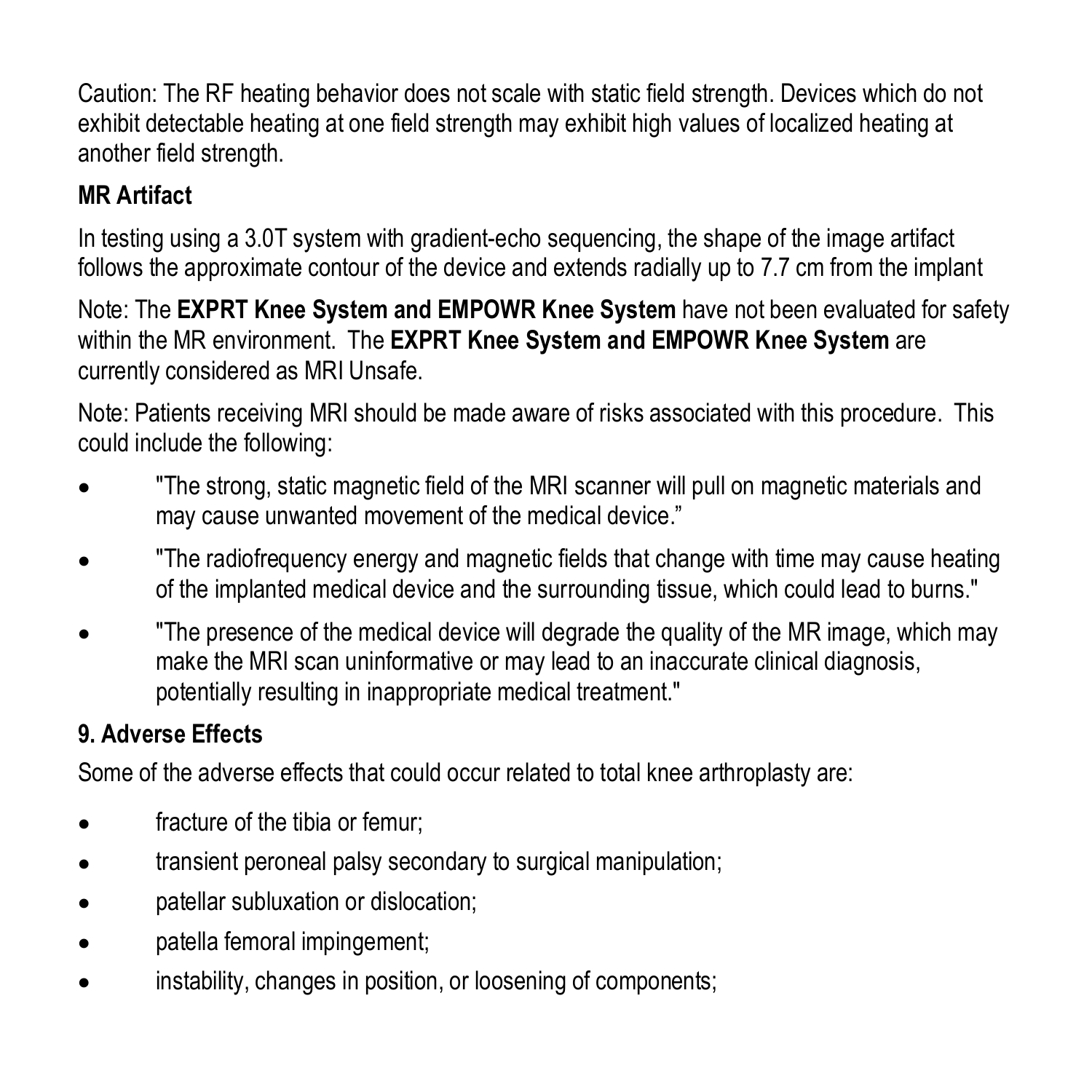Caution: The RF heating behavior does not scale with static field strength. Devices which do not exhibit detectable heating at one field strength may exhibit high values of localized heating at another field strength.

**MR Artifact**

In testing using a 3.0T system with gradient-echo sequencing, the shape of the image artifact follows the approximate contour of the device and extends radially up to 7.7 cm from the implant

Note: The **EXPRT Knee System and EMPOWR Knee System** have not been evaluated for safety within the MR environment. The **EXPRT Knee System and EMPOWR Knee System** are currently considered as MRI Unsafe.

Note: Patients receiving MRI should be made aware of risks associated with this procedure. This could include the following:

- "The strong, static magnetic field of the MRI scanner will pull on magnetic materials and may cause unwanted movement of the medical device."
- "The radiofrequency energy and magnetic fields that change with time may cause heating of the implanted medical device and the surrounding tissue, which could lead to burns."
- "The presence of the medical device will degrade the quality of the MR image, which may make the MRI scan uninformative or may lead to an inaccurate clinical diagnosis, potentially resulting in inappropriate medical treatment."

**9. Adverse Effects**

Some of the adverse effects that could occur related to total knee arthroplasty are:

- fracture of the tibia or femur;
- transient peroneal palsy secondary to surgical manipulation;
- patellar subluxation or dislocation;
- patella femoral impingement;
- instability, changes in position, or loosening of components;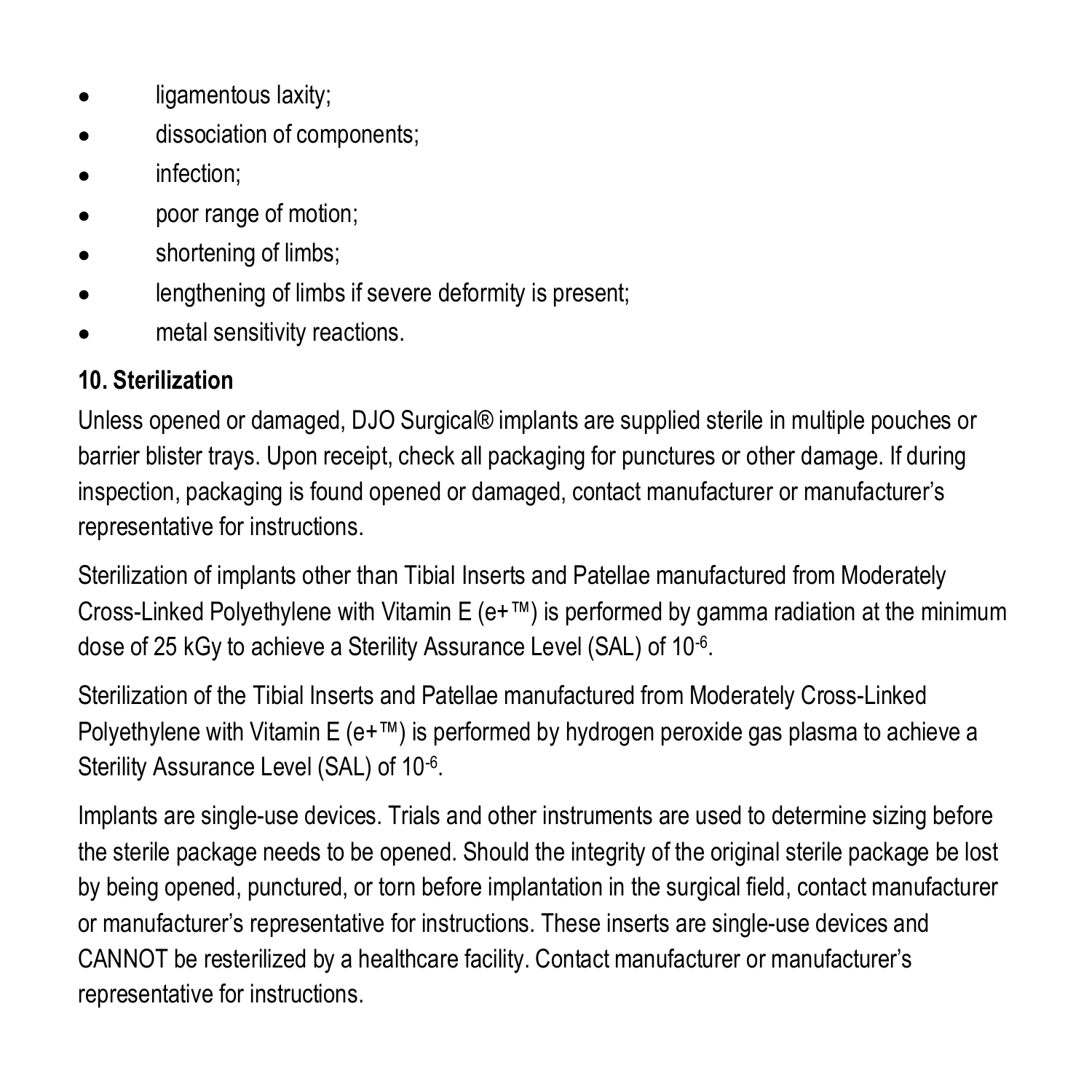- ligamentous laxity;
- dissociation of components;
- infection;
- poor range of motion;
- shortening of limbs;
- lengthening of limbs if severe deformity is present;
- metal sensitivity reactions.

## 10. Sterilization

Unless opened or damaged, DJO Surgical® implants are supplied sterile in multiple pouches or barrier blister trays. Upon receipt, check all packaging for punctures or other damage. If during inspection, packaging is found opened or damaged, contact manufacturer or manufacturer's representative for instructions.

Sterilization of implants other than Tibial Inserts and Patellae manufactured from Moderately Cross-Linked Polyethylene with Vitamin E (e+™) is performed by gamma radiation at the minimum dose of 25 kGy to achieve a Sterility Assurance Level (SAL) of $10^{-6}$.

Sterilization of the Tibial Inserts and Patellae manufactured from Moderately Cross-Linked Polyethylene with Vitamin E (e+™) is performed by hydrogen peroxide gas plasma to achieve a Sterility Assurance Level (SAL) of $10^{-6}$.

Implants are single-use devices. Trials and other instruments are used to determine sizing before the sterile package needs to be opened. Should the integrity of the original sterile package be lost by being opened, punctured, or torn before implantation in the surgical field, contact manufacturer or manufacturer's representative for instructions. These inserts are single-use devices and CANNOT be resterilized by a healthcare facility. Contact manufacturer or manufacturer's representative for instructions.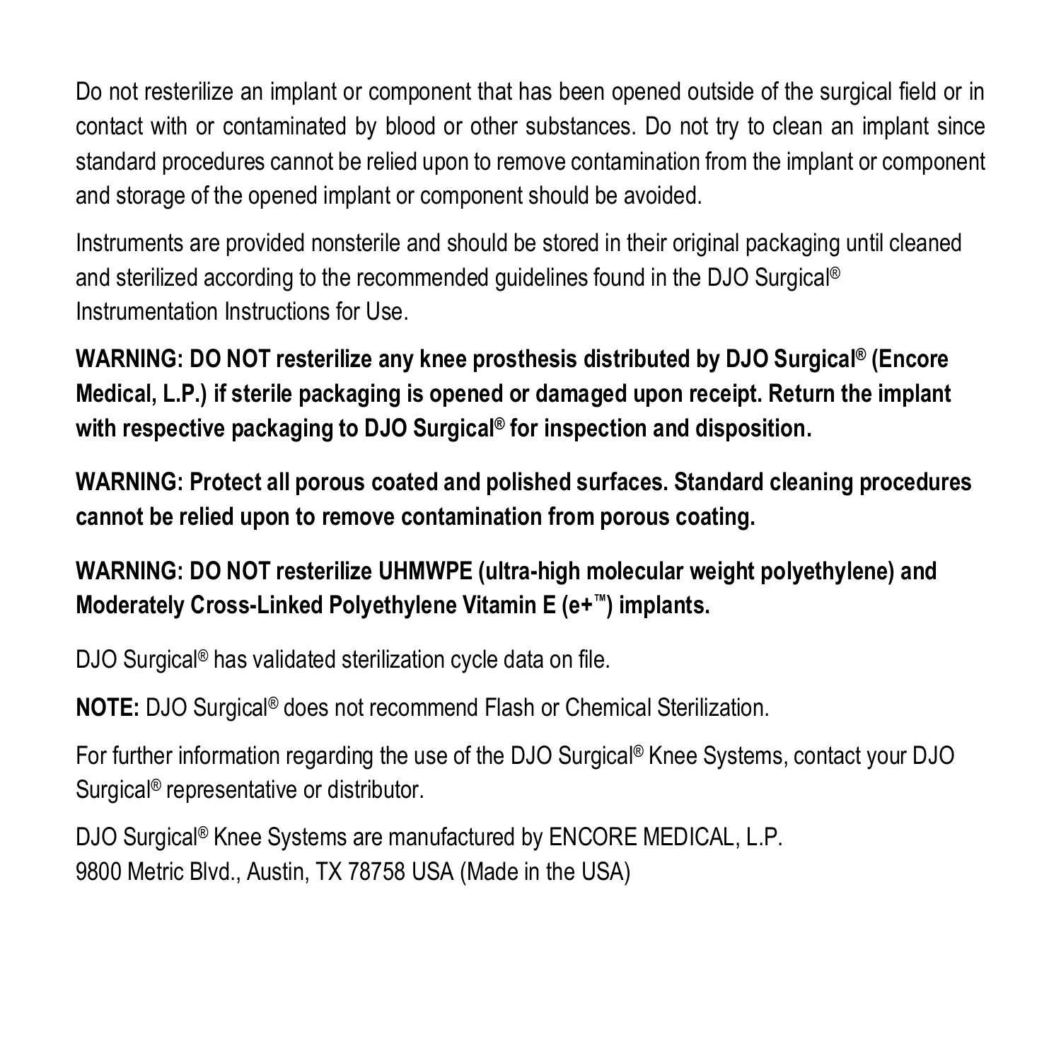Do not resterilize an implant or component that has been opened outside of the surgical field or in contact with or contaminated by blood or other substances. Do not try to clean an implant since standard procedures cannot be relied upon to remove contamination from the implant or component and storage of the opened implant or component should be avoided.

Instruments are provided nonsterile and should be stored in their original packaging until cleaned and sterilized according to the recommended guidelines found in the DJO Surgical® Instrumentation Instructions for Use.

**WARNING: DO NOT resterilize any knee prosthesis distributed by DJO Surgical® (Encore Medical, L.P.) if sterile packaging is opened or damaged upon receipt. Return the implant with respective packaging to DJO Surgical® for inspection and disposition.**

**WARNING: Protect all porous coated and polished surfaces. Standard cleaning procedures cannot be relied upon to remove contamination from porous coating.**

**WARNING: DO NOT resterilize UHMWPE (ultra-high molecular weight polyethylene) and Moderately Cross-Linked Polyethylene Vitamin E (e+™) implants.**

DJO Surgical® has validated sterilization cycle data on file.

**NOTE:** DJO Surgical® does not recommend Flash or Chemical Sterilization.

For further information regarding the use of the DJO Surgical® Knee Systems, contact your DJO Surgical® representative or distributor.

DJO Surgical® Knee Systems are manufactured by ENCORE MEDICAL, L.P.
9800 Metric Blvd., Austin, TX 78758 USA (Made in the USA)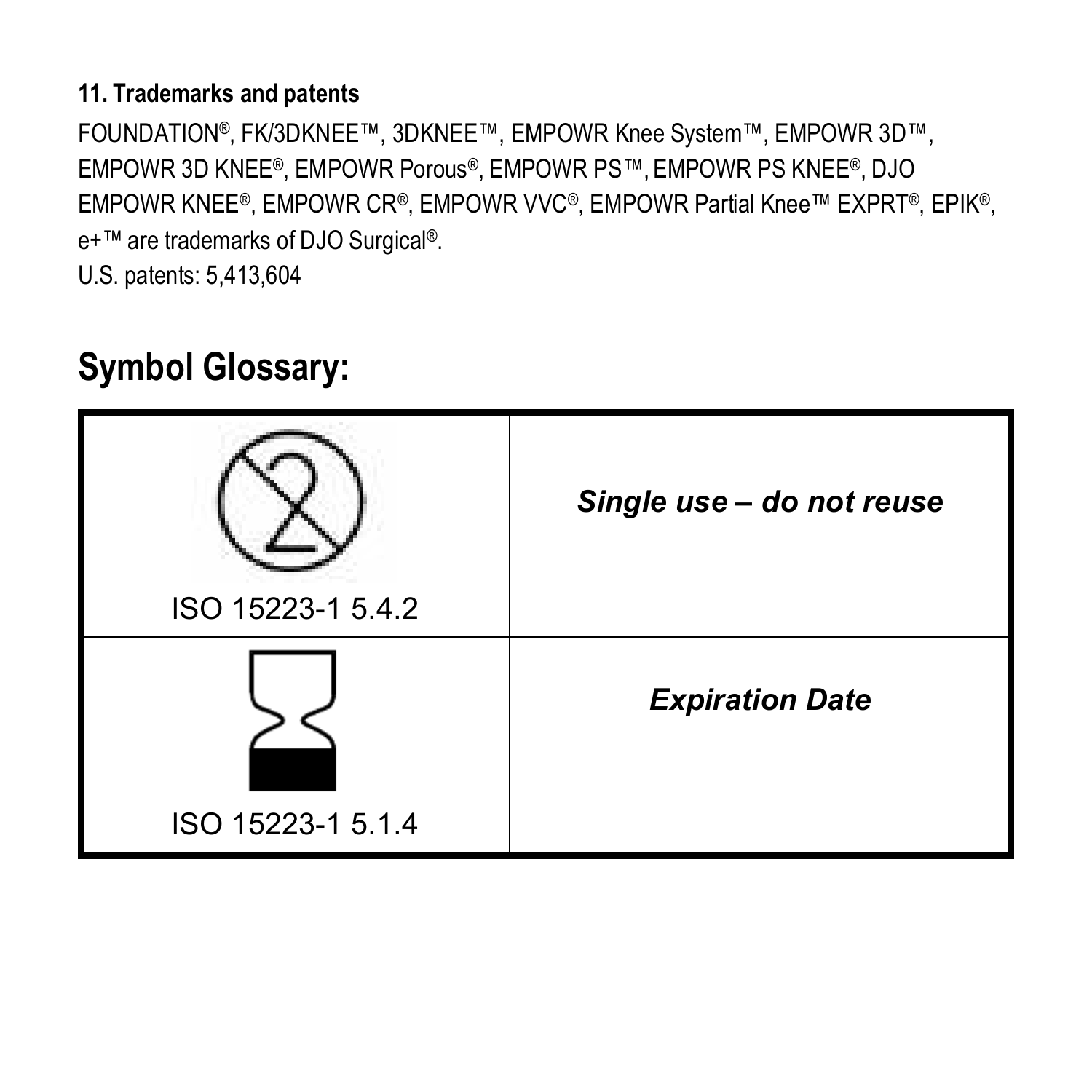### 11. Trademarks and patents

FOUNDATION®, FK/3DKNEE™, 3DKNEE™, EMPOWR Knee System™, EMPOWR 3D™, EMPOWR 3D KNEE®, EMPOWR Porous®, EMPOWR PS™, EMPOWR PS KNEE®, DJO EMPOWR KNEE®, EMPOWR CR®, EMPOWR VVC®, EMPOWR Partial Knee™ EXPRT®, EPIK®, e+™ are trademarks of DJO Surgical®.

U.S. patents: 5,413,604

## Symbol Glossary:

| Symbol | Meaning |
| --- | --- |
| ISO 15223-1 5.4.2 | ***Single use – do not reuse*** |
| ISO 15223-1 5.1.4 | ***Expiration Date*** |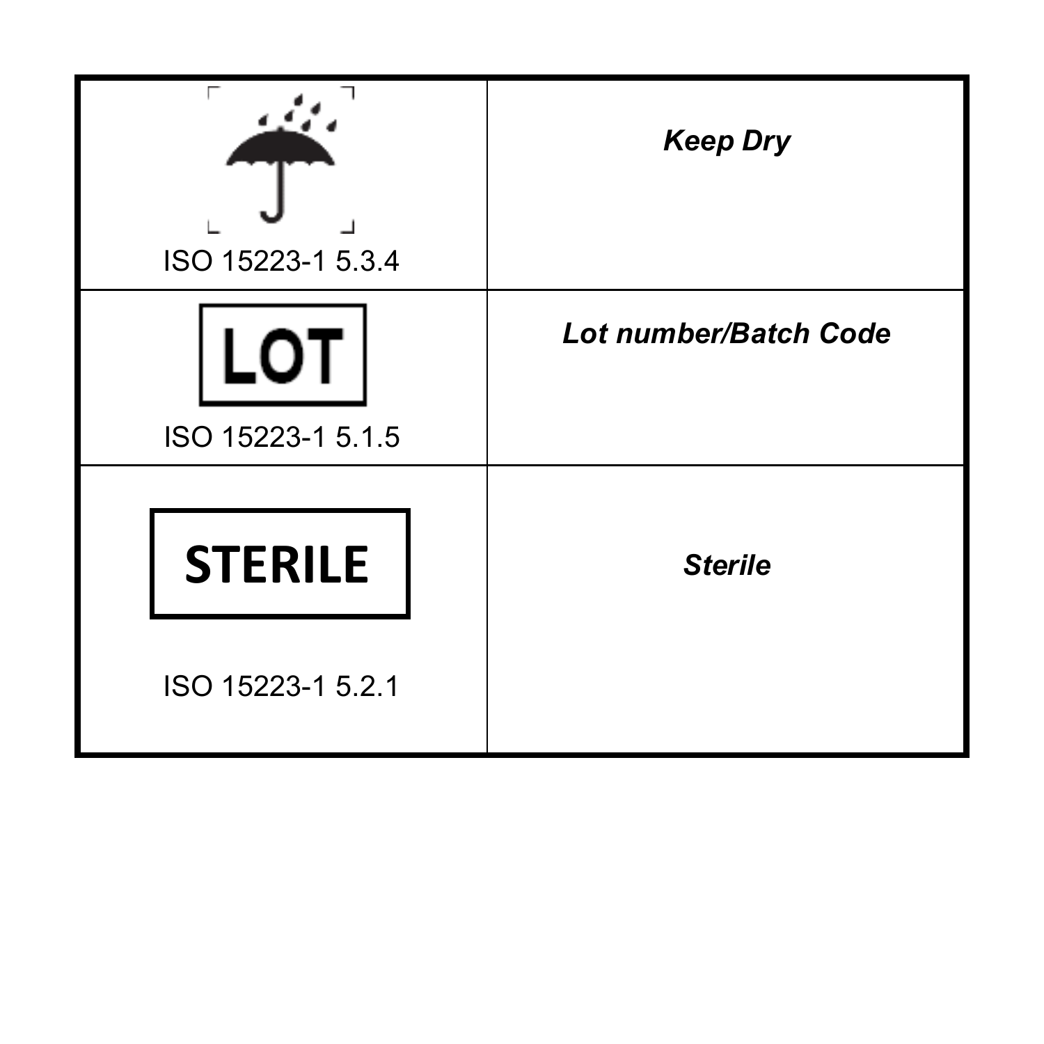| | |
|---|---|
| ISO 15223-1 5.3.4 | ***Keep Dry*** |
| LOT<br>ISO 15223-1 5.1.5 | ***Lot number/Batch Code*** |
| STERILE<br>ISO 15223-1 5.2.1 | ***Sterile*** |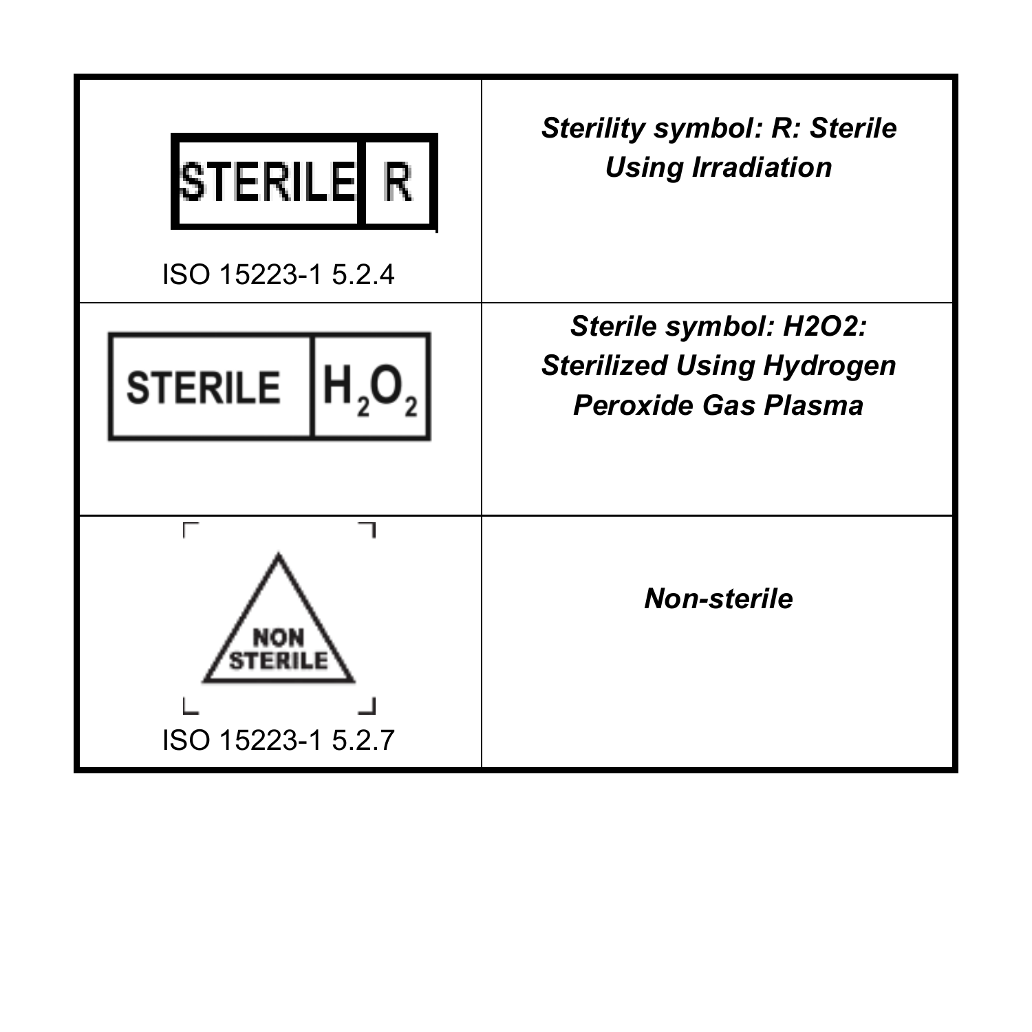| | |
|---|---|
| STERILE R<br>ISO 15223-1 5.2.4 | ***Sterility symbol: R: Sterile Using Irradiation*** |
| STERILE $H_2O_2$ | ***Sterile symbol: H2O2: Sterilized Using Hydrogen Peroxide Gas Plasma*** |
| NON STERILE<br>ISO 15223-1 5.2.7 | ***Non-sterile*** |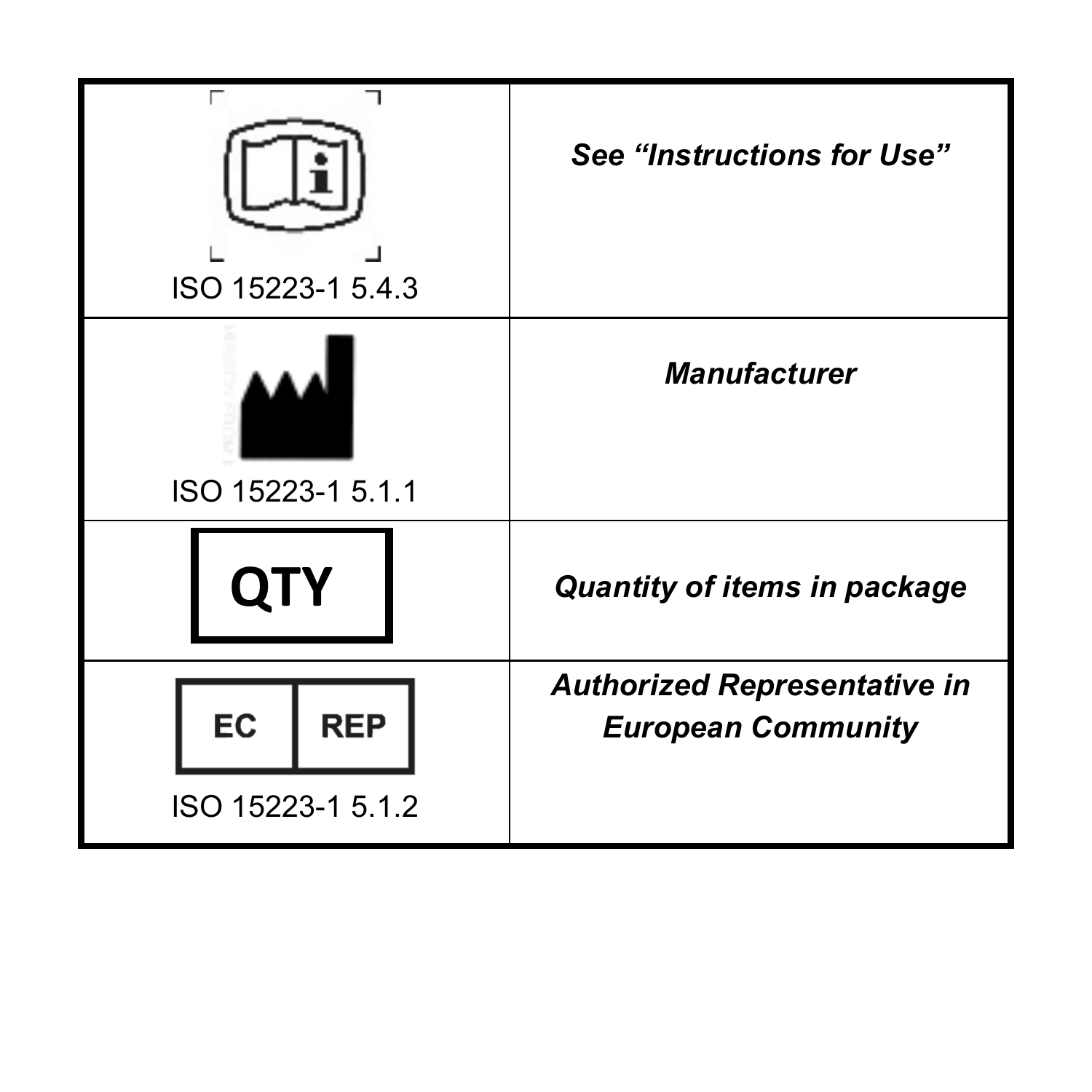| Symbol | Description |
| --- | --- |
| ISO 15223-1 5.4.3 | ***See "Instructions for Use"*** |
| ISO 15223-1 5.1.1 | ***Manufacturer*** |
| QTY | ***Quantity of items in package*** |
| EC REP<br>ISO 15223-1 5.1.2 | ***Authorized Representative in European Community*** |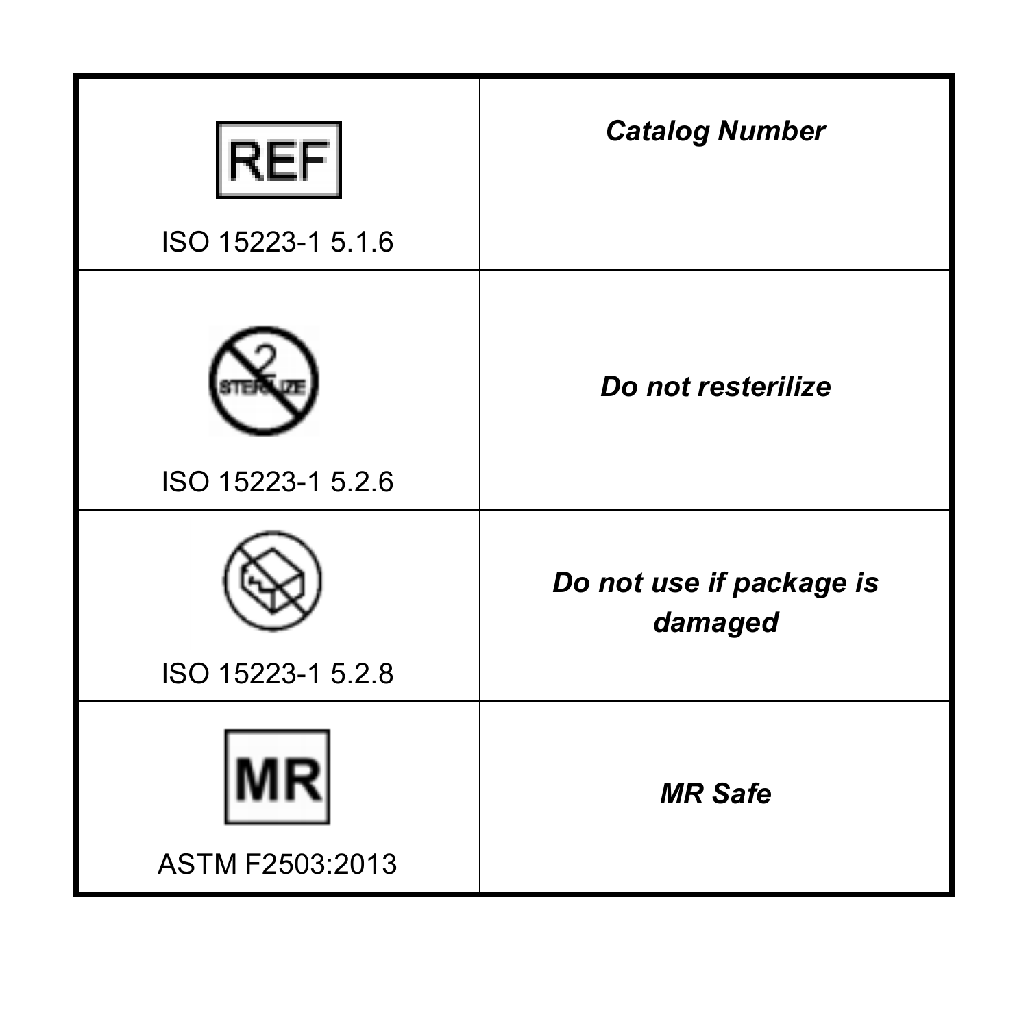| | |
|---|---|
| REF<br>ISO 15223-1 5.1.6 | ***Catalog Number*** |
| ISO 15223-1 5.2.6 | ***Do not resterilize*** |
| ISO 15223-1 5.2.8 | ***Do not use if package is damaged*** |
| MR<br>ASTM F2503:2013 | ***MR Safe*** |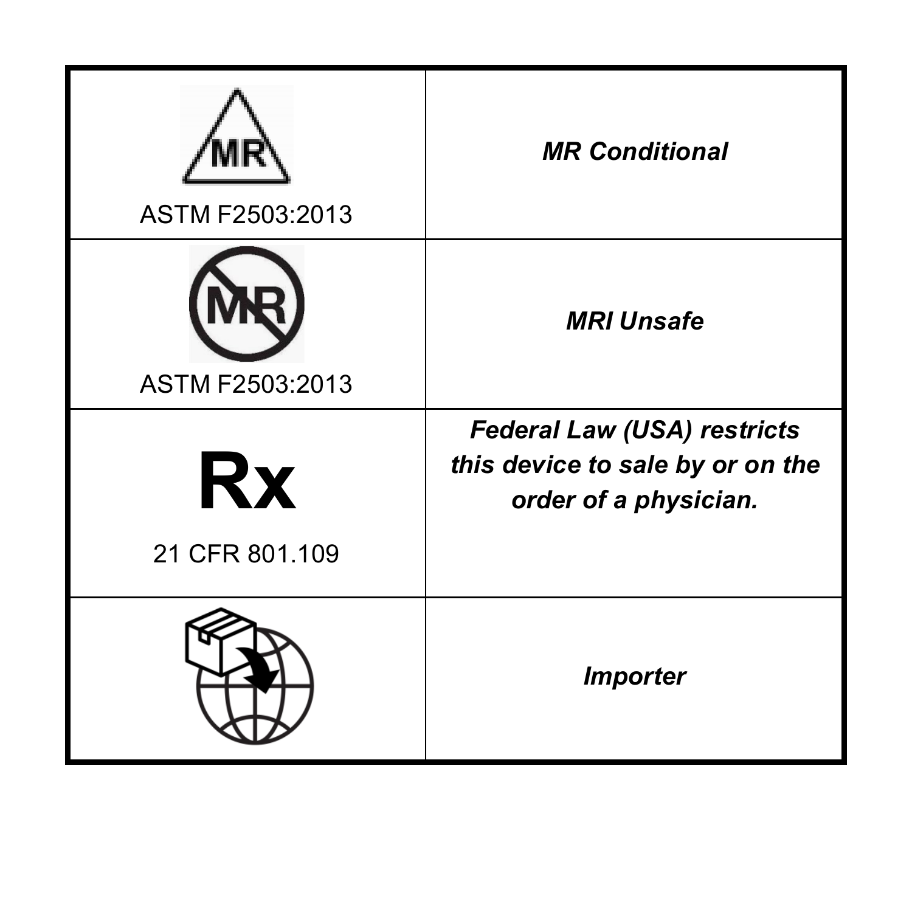| | |
|---|---|
| ASTM F2503:2013 | ***MR Conditional*** |
| ASTM F2503:2013 | ***MRI Unsafe*** |
| **Rx**<br>21 CFR 801.109 | ***Federal Law (USA) restricts this device to sale by or on the order of a physician.*** |
| | ***Importer*** |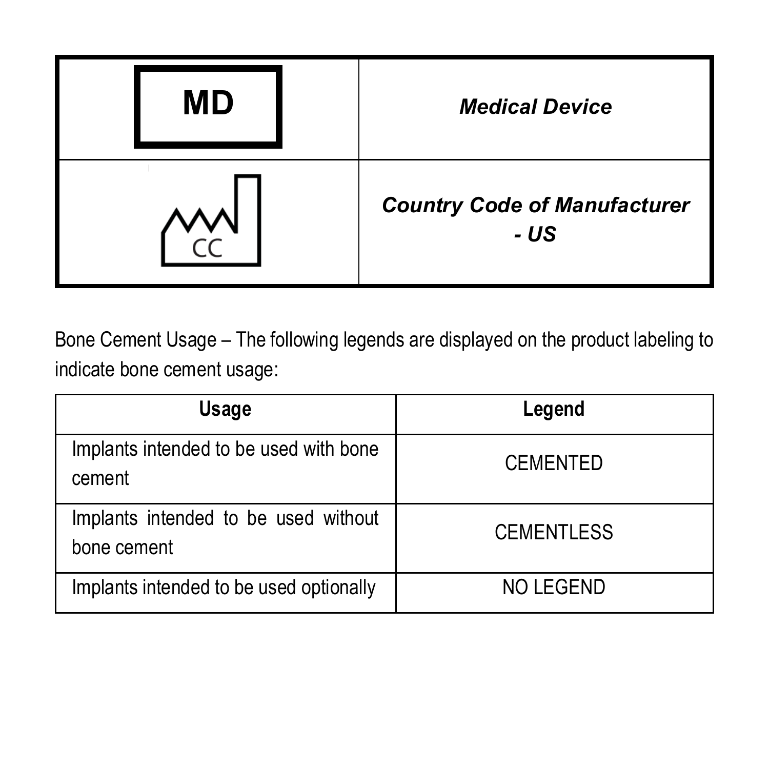| | |
|---|---|
| MD | ***Medical Device*** |
| CC | ***Country Code of Manufacturer - US*** |

Bone Cement Usage – The following legends are displayed on the product labeling to indicate bone cement usage:

| Usage | Legend |
|---|---|
| Implants intended to be used with bone cement | CEMENTED |
| Implants intended to be used without bone cement | CEMENTLESS |
| Implants intended to be used optionally | NO LEGEND |